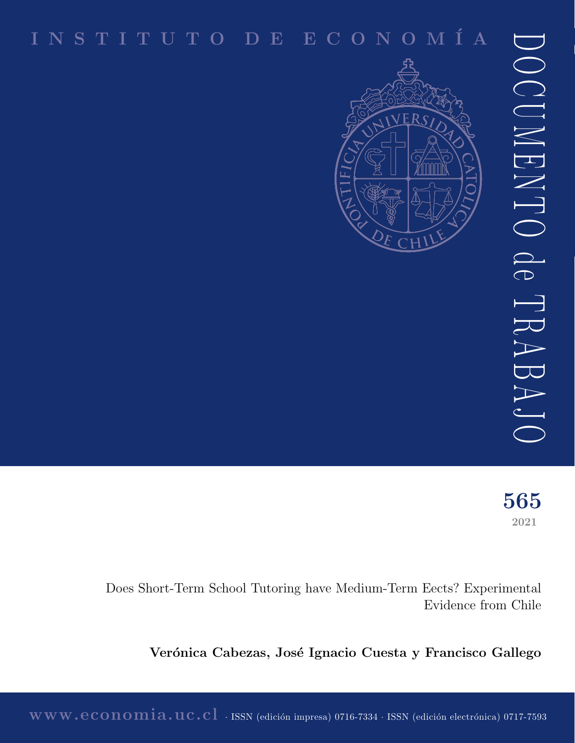INSTITUTO DE ECONOMÍA

DOCUMENTO de TRABAJO

**565**

2021

Does Short-Term School Tutoring have Medium-Term Eects? Experimental Evidence from Chile

**Verónica Cabezas, José Ignacio Cuesta y Francisco Gallego**

www.economia.uc.cl · ISSN (edición impresa) 0716-7334 · ISSN (edición electrónica) 0717-7593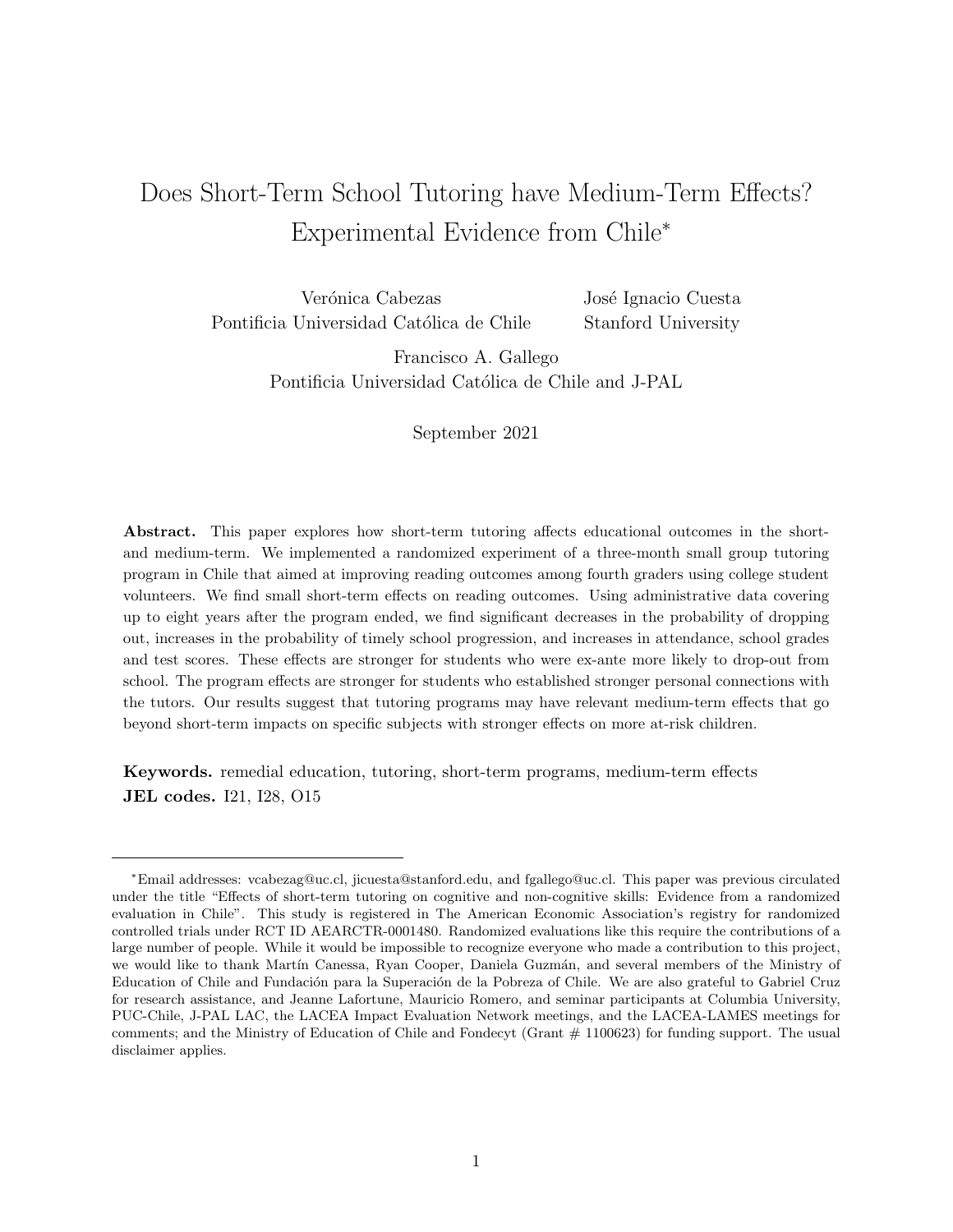# Does Short-Term School Tutoring have Medium-Term Effects? Experimental Evidence from Chile*

Verónica Cabezas
Pontificia Universidad Católica de Chile

José Ignacio Cuesta
Stanford University

Francisco A. Gallego
Pontificia Universidad Católica de Chile and J-PAL

September 2021

**Abstract.** This paper explores how short-term tutoring affects educational outcomes in the short- and medium-term. We implemented a randomized experiment of a three-month small group tutoring program in Chile that aimed at improving reading outcomes among fourth graders using college student volunteers. We find small short-term effects on reading outcomes. Using administrative data covering up to eight years after the program ended, we find significant decreases in the probability of dropping out, increases in the probability of timely school progression, and increases in attendance, school grades and test scores. These effects are stronger for students who were ex-ante more likely to drop-out from school. The program effects are stronger for students who established stronger personal connections with the tutors. Our results suggest that tutoring programs may have relevant medium-term effects that go beyond short-term impacts on specific subjects with stronger effects on more at-risk children.

**Keywords.** remedial education, tutoring, short-term programs, medium-term effects
**JEL codes.** I21, I28, O15

---

*Email addresses: vcabezag@uc.cl, jicuesta@stanford.edu, and fgallego@uc.cl. This paper was previous circulated under the title "Effects of short-term tutoring on cognitive and non-cognitive skills: Evidence from a randomized evaluation in Chile". This study is registered in The American Economic Association's registry for randomized controlled trials under RCT ID AEARCTR-0001480. Randomized evaluations like this require the contributions of a large number of people. While it would be impossible to recognize everyone who made a contribution to this project, we would like to thank Martín Canessa, Ryan Cooper, Daniela Guzmán, and several members of the Ministry of Education of Chile and Fundación para la Superación de la Pobreza of Chile. We are also grateful to Gabriel Cruz for research assistance, and Jeanne Lafortune, Mauricio Romero, and seminar participants at Columbia University, PUC-Chile, J-PAL LAC, the LACEA Impact Evaluation Network meetings, and the LACEA-LAMES meetings for comments; and the Ministry of Education of Chile and Fondecyt (Grant # 1100623) for funding support. The usual disclaimer applies.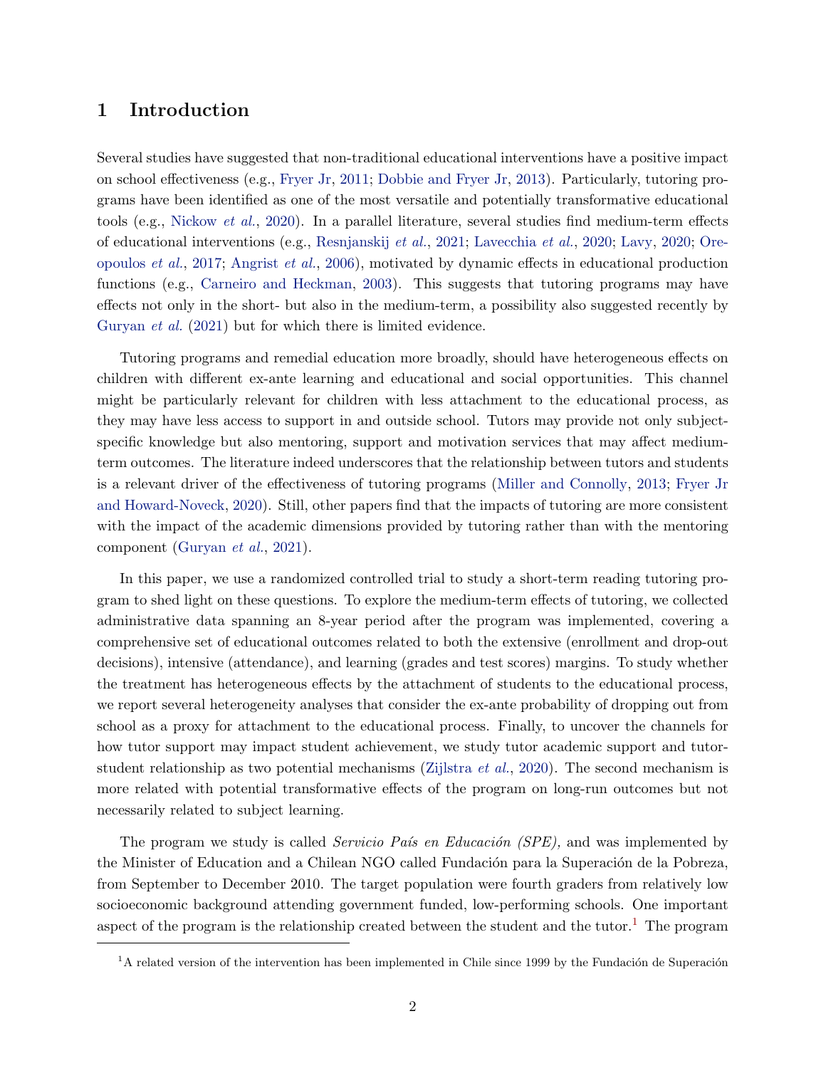# 1 Introduction

Several studies have suggested that non-traditional educational interventions have a positive impact on school effectiveness (e.g., Fryer Jr, 2011; Dobbie and Fryer Jr, 2013). Particularly, tutoring programs have been identified as one of the most versatile and potentially transformative educational tools (e.g., Nickow *et al.*, 2020). In a parallel literature, several studies find medium-term effects of educational interventions (e.g., Resnjanskij *et al.*, 2021; Lavecchia *et al.*, 2020; Lavy, 2020; Oreopoulos *et al.*, 2017; Angrist *et al.*, 2006), motivated by dynamic effects in educational production functions (e.g., Carneiro and Heckman, 2003). This suggests that tutoring programs may have effects not only in the short- but also in the medium-term, a possibility also suggested recently by Guryan *et al.* (2021) but for which there is limited evidence.

Tutoring programs and remedial education more broadly, should have heterogeneous effects on children with different ex-ante learning and educational and social opportunities. This channel might be particularly relevant for children with less attachment to the educational process, as they may have less access to support in and outside school. Tutors may provide not only subject-specific knowledge but also mentoring, support and motivation services that may affect medium-term outcomes. The literature indeed underscores that the relationship between tutors and students is a relevant driver of the effectiveness of tutoring programs (Miller and Connolly, 2013; Fryer Jr and Howard-Noveck, 2020). Still, other papers find that the impacts of tutoring are more consistent with the impact of the academic dimensions provided by tutoring rather than with the mentoring component (Guryan *et al.*, 2021).

In this paper, we use a randomized controlled trial to study a short-term reading tutoring program to shed light on these questions. To explore the medium-term effects of tutoring, we collected administrative data spanning an 8-year period after the program was implemented, covering a comprehensive set of educational outcomes related to both the extensive (enrollment and drop-out decisions), intensive (attendance), and learning (grades and test scores) margins. To study whether the treatment has heterogeneous effects by the attachment of students to the educational process, we report several heterogeneity analyses that consider the ex-ante probability of dropping out from school as a proxy for attachment to the educational process. Finally, to uncover the channels for how tutor support may impact student achievement, we study tutor academic support and tutor-student relationship as two potential mechanisms (Zijlstra *et al.*, 2020). The second mechanism is more related with potential transformative effects of the program on long-run outcomes but not necessarily related to subject learning.

The program we study is called *Servicio País en Educación (SPE),* and was implemented by the Minister of Education and a Chilean NGO called Fundación para la Superación de la Pobreza, from September to December 2010. The target population were fourth graders from relatively low socioeconomic background attending government funded, low-performing schools. One important aspect of the program is the relationship created between the student and the tutor.[1] The program

[1] A related version of the intervention has been implemented in Chile since 1999 by the Fundación de Superación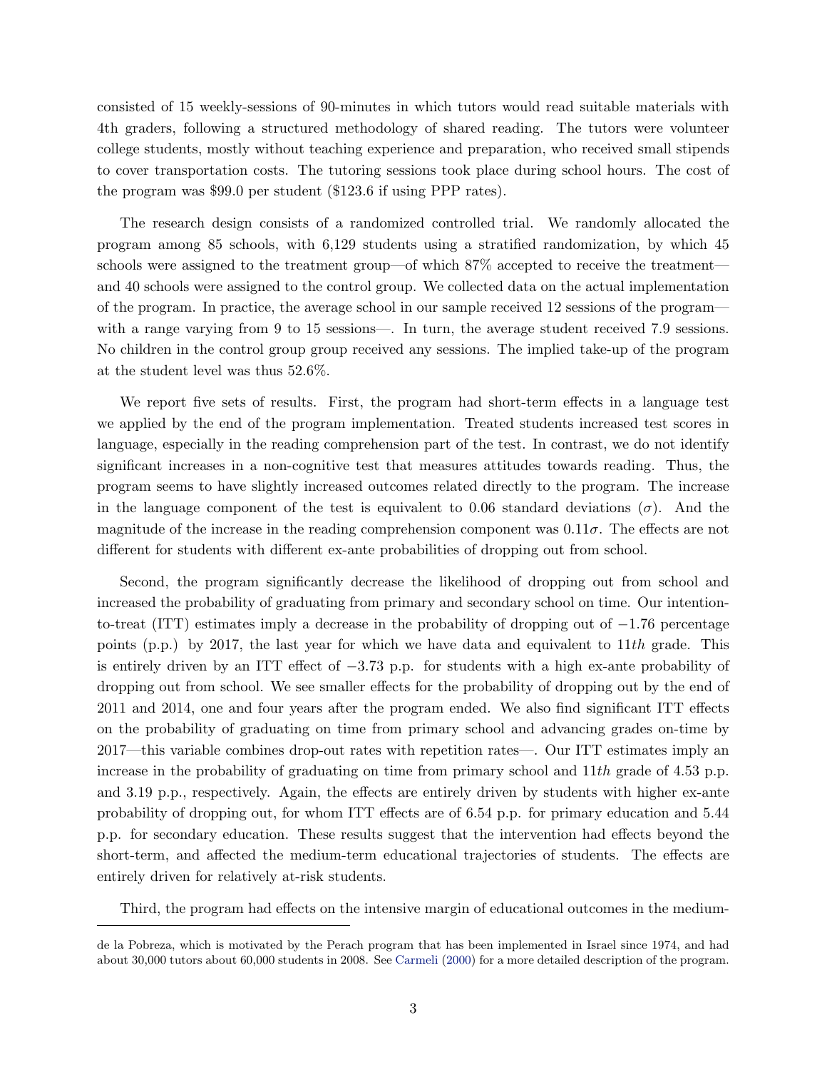consisted of 15 weekly-sessions of 90-minutes in which tutors would read suitable materials with 4th graders, following a structured methodology of shared reading. The tutors were volunteer college students, mostly without teaching experience and preparation, who received small stipends to cover transportation costs. The tutoring sessions took place during school hours. The cost of the program was $99.0 per student ($123.6 if using PPP rates).

The research design consists of a randomized controlled trial. We randomly allocated the program among 85 schools, with 6,129 students using a stratified randomization, by which 45 schools were assigned to the treatment group—of which 87% accepted to receive the treatment—and 40 schools were assigned to the control group. We collected data on the actual implementation of the program. In practice, the average school in our sample received 12 sessions of the program—with a range varying from 9 to 15 sessions—. In turn, the average student received 7.9 sessions. No children in the control group group received any sessions. The implied take-up of the program at the student level was thus 52.6%.

We report five sets of results. First, the program had short-term effects in a language test we applied by the end of the program implementation. Treated students increased test scores in language, especially in the reading comprehension part of the test. In contrast, we do not identify significant increases in a non-cognitive test that measures attitudes towards reading. Thus, the program seems to have slightly increased outcomes related directly to the program. The increase in the language component of the test is equivalent to 0.06 standard deviations ($\sigma$). And the magnitude of the increase in the reading comprehension component was $0.11\sigma$. The effects are not different for students with different ex-ante probabilities of dropping out from school.

Second, the program significantly decrease the likelihood of dropping out from school and increased the probability of graduating from primary and secondary school on time. Our intention-to-treat (ITT) estimates imply a decrease in the probability of dropping out of $-1.76$ percentage points (p.p.) by 2017, the last year for which we have data and equivalent to $11th$ grade. This is entirely driven by an ITT effect of $-3.73$ p.p. for students with a high ex-ante probability of dropping out from school. We see smaller effects for the probability of dropping out by the end of 2011 and 2014, one and four years after the program ended. We also find significant ITT effects on the probability of graduating on time from primary school and advancing grades on-time by 2017—this variable combines drop-out rates with repetition rates—. Our ITT estimates imply an increase in the probability of graduating on time from primary school and $11th$ grade of 4.53 p.p. and 3.19 p.p., respectively. Again, the effects are entirely driven by students with higher ex-ante probability of dropping out, for whom ITT effects are of 6.54 p.p. for primary education and 5.44 p.p. for secondary education. These results suggest that the intervention had effects beyond the short-term, and affected the medium-term educational trajectories of students. The effects are entirely driven for relatively at-risk students.

Third, the program had effects on the intensive margin of educational outcomes in the medium-

de la Pobreza, which is motivated by the Perach program that has been implemented in Israel since 1974, and had about 30,000 tutors about 60,000 students in 2008. See Carmeli (2000) for a more detailed description of the program.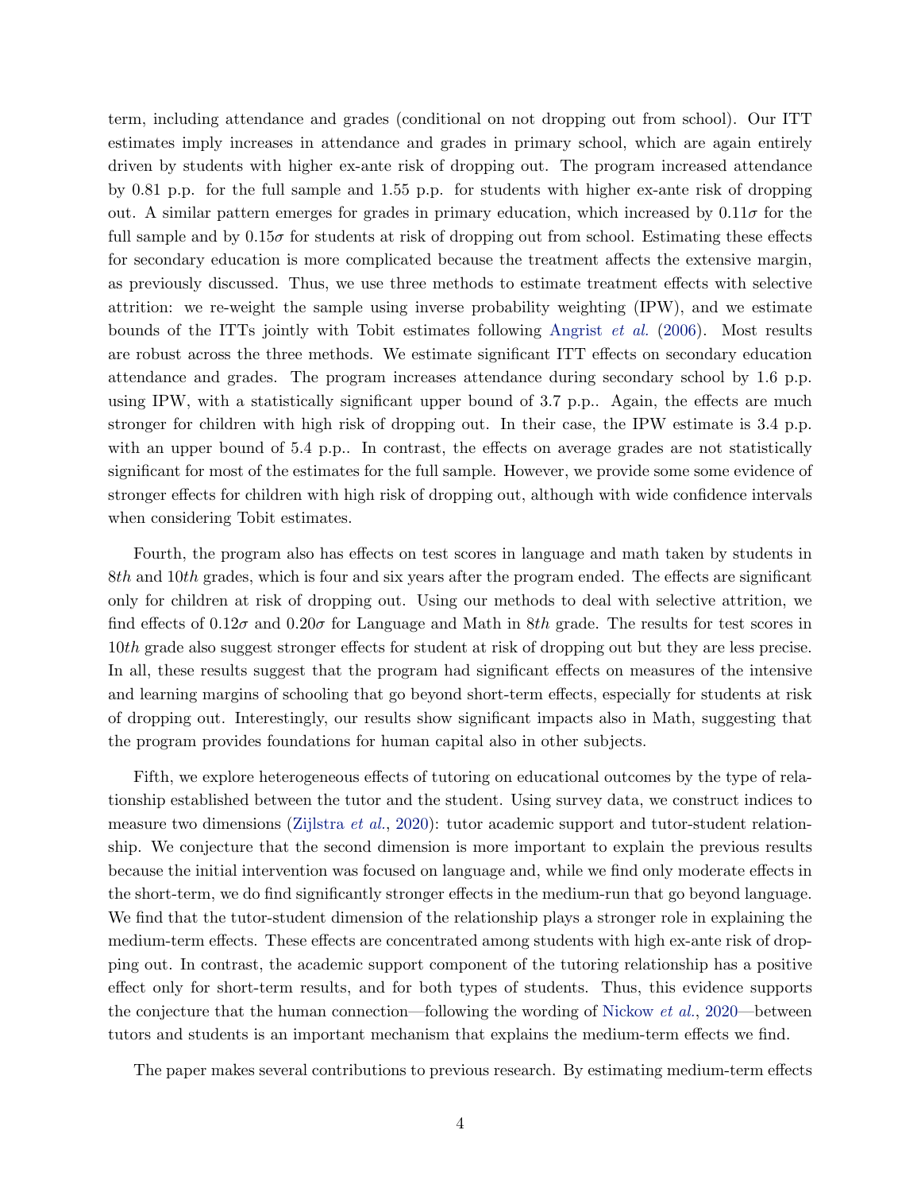term, including attendance and grades (conditional on not dropping out from school). Our ITT estimates imply increases in attendance and grades in primary school, which are again entirely driven by students with higher ex-ante risk of dropping out. The program increased attendance by 0.81 p.p. for the full sample and 1.55 p.p. for students with higher ex-ante risk of dropping out. A similar pattern emerges for grades in primary education, which increased by $0.11\sigma$ for the full sample and by $0.15\sigma$ for students at risk of dropping out from school. Estimating these effects for secondary education is more complicated because the treatment affects the extensive margin, as previously discussed. Thus, we use three methods to estimate treatment effects with selective attrition: we re-weight the sample using inverse probability weighting (IPW), and we estimate bounds of the ITTs jointly with Tobit estimates following Angrist *et al.* (2006). Most results are robust across the three methods. We estimate significant ITT effects on secondary education attendance and grades. The program increases attendance during secondary school by 1.6 p.p. using IPW, with a statistically significant upper bound of 3.7 p.p.. Again, the effects are much stronger for children with high risk of dropping out. In their case, the IPW estimate is 3.4 p.p. with an upper bound of 5.4 p.p.. In contrast, the effects on average grades are not statistically significant for most of the estimates for the full sample. However, we provide some some evidence of stronger effects for children with high risk of dropping out, although with wide confidence intervals when considering Tobit estimates.

Fourth, the program also has effects on test scores in language and math taken by students in *8th* and *10th* grades, which is four and six years after the program ended. The effects are significant only for children at risk of dropping out. Using our methods to deal with selective attrition, we find effects of $0.12\sigma$ and $0.20\sigma$ for Language and Math in *8th* grade. The results for test scores in *10th* grade also suggest stronger effects for student at risk of dropping out but they are less precise. In all, these results suggest that the program had significant effects on measures of the intensive and learning margins of schooling that go beyond short-term effects, especially for students at risk of dropping out. Interestingly, our results show significant impacts also in Math, suggesting that the program provides foundations for human capital also in other subjects.

Fifth, we explore heterogeneous effects of tutoring on educational outcomes by the type of relationship established between the tutor and the student. Using survey data, we construct indices to measure two dimensions (Zijlstra *et al.*, 2020): tutor academic support and tutor-student relationship. We conjecture that the second dimension is more important to explain the previous results because the initial intervention was focused on language and, while we find only moderate effects in the short-term, we do find significantly stronger effects in the medium-run that go beyond language. We find that the tutor-student dimension of the relationship plays a stronger role in explaining the medium-term effects. These effects are concentrated among students with high ex-ante risk of dropping out. In contrast, the academic support component of the tutoring relationship has a positive effect only for short-term results, and for both types of students. Thus, this evidence supports the conjecture that the human connection—following the wording of Nickow *et al.*, 2020—between tutors and students is an important mechanism that explains the medium-term effects we find.

The paper makes several contributions to previous research. By estimating medium-term effects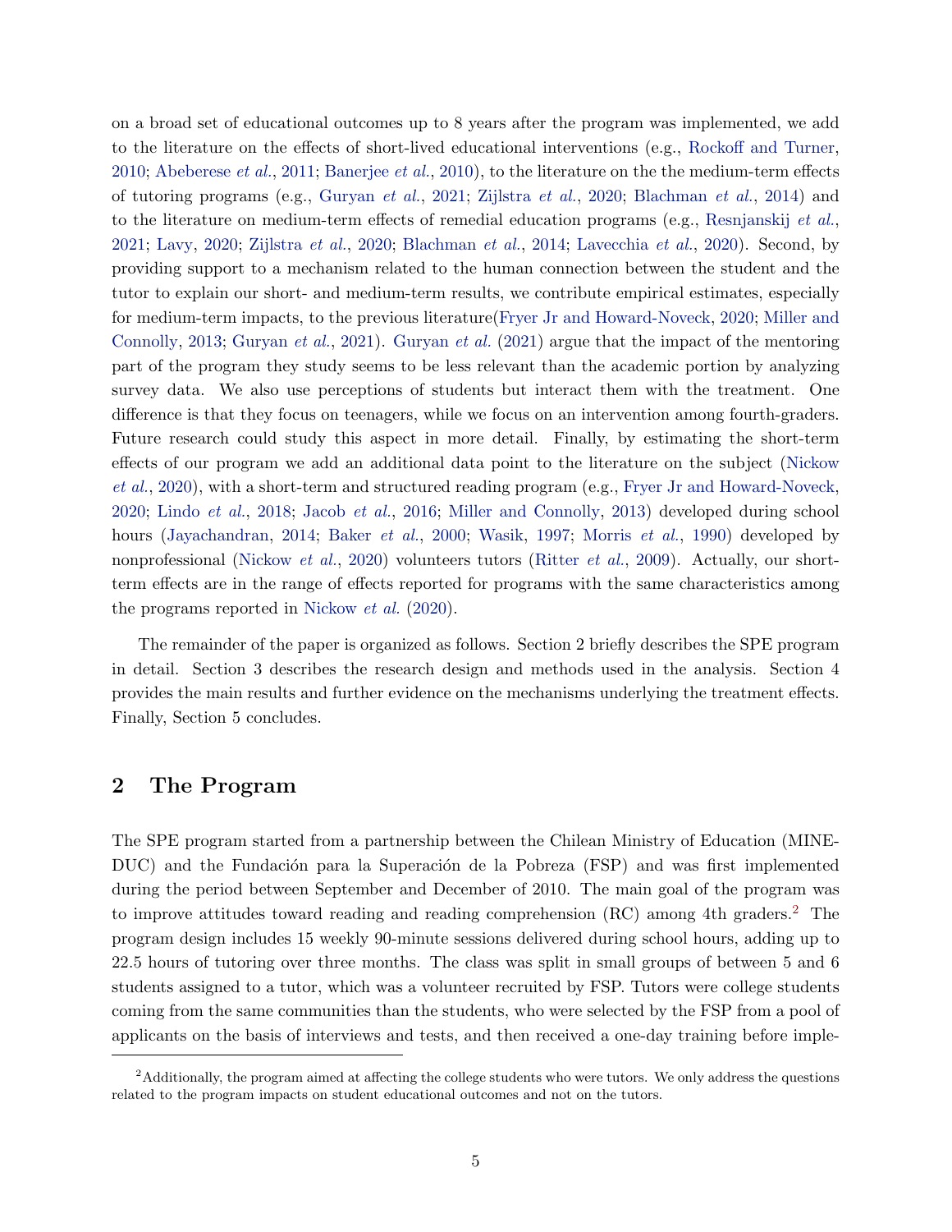on a broad set of educational outcomes up to 8 years after the program was implemented, we add to the literature on the effects of short-lived educational interventions (e.g., Rockoff and Turner, 2010; Abeberese *et al.*, 2011; Banerjee *et al.*, 2010), to the literature on the the medium-term effects of tutoring programs (e.g., Guryan *et al.*, 2021; Zijlstra *et al.*, 2020; Blachman *et al.*, 2014) and to the literature on medium-term effects of remedial education programs (e.g., Resnjanskij *et al.*, 2021; Lavy, 2020; Zijlstra *et al.*, 2020; Blachman *et al.*, 2014; Lavecchia *et al.*, 2020). Second, by providing support to a mechanism related to the human connection between the student and the tutor to explain our short- and medium-term results, we contribute empirical estimates, especially for medium-term impacts, to the previous literature(Fryer Jr and Howard-Noveck, 2020; Miller and Connolly, 2013; Guryan *et al.*, 2021). Guryan *et al.* (2021) argue that the impact of the mentoring part of the program they study seems to be less relevant than the academic portion by analyzing survey data. We also use perceptions of students but interact them with the treatment. One difference is that they focus on teenagers, while we focus on an intervention among fourth-graders. Future research could study this aspect in more detail. Finally, by estimating the short-term effects of our program we add an additional data point to the literature on the subject (Nickow *et al.*, 2020), with a short-term and structured reading program (e.g., Fryer Jr and Howard-Noveck, 2020; Lindo *et al.*, 2018; Jacob *et al.*, 2016; Miller and Connolly, 2013) developed during school hours (Jayachandran, 2014; Baker *et al.*, 2000; Wasik, 1997; Morris *et al.*, 1990) developed by nonprofessional (Nickow *et al.*, 2020) volunteers tutors (Ritter *et al.*, 2009). Actually, our short-term effects are in the range of effects reported for programs with the same characteristics among the programs reported in Nickow *et al.* (2020).

The remainder of the paper is organized as follows. Section 2 briefly describes the SPE program in detail. Section 3 describes the research design and methods used in the analysis. Section 4 provides the main results and further evidence on the mechanisms underlying the treatment effects. Finally, Section 5 concludes.

## 2 The Program

The SPE program started from a partnership between the Chilean Ministry of Education (MINEDUC) and the Fundación para la Superación de la Pobreza (FSP) and was first implemented during the period between September and December of 2010. The main goal of the program was to improve attitudes toward reading and reading comprehension (RC) among 4th graders.[2] The program design includes 15 weekly 90-minute sessions delivered during school hours, adding up to 22.5 hours of tutoring over three months. The class was split in small groups of between 5 and 6 students assigned to a tutor, which was a volunteer recruited by FSP. Tutors were college students coming from the same communities than the students, who were selected by the FSP from a pool of applicants on the basis of interviews and tests, and then received a one-day training before imple-

[2] Additionally, the program aimed at affecting the college students who were tutors. We only address the questions related to the program impacts on student educational outcomes and not on the tutors.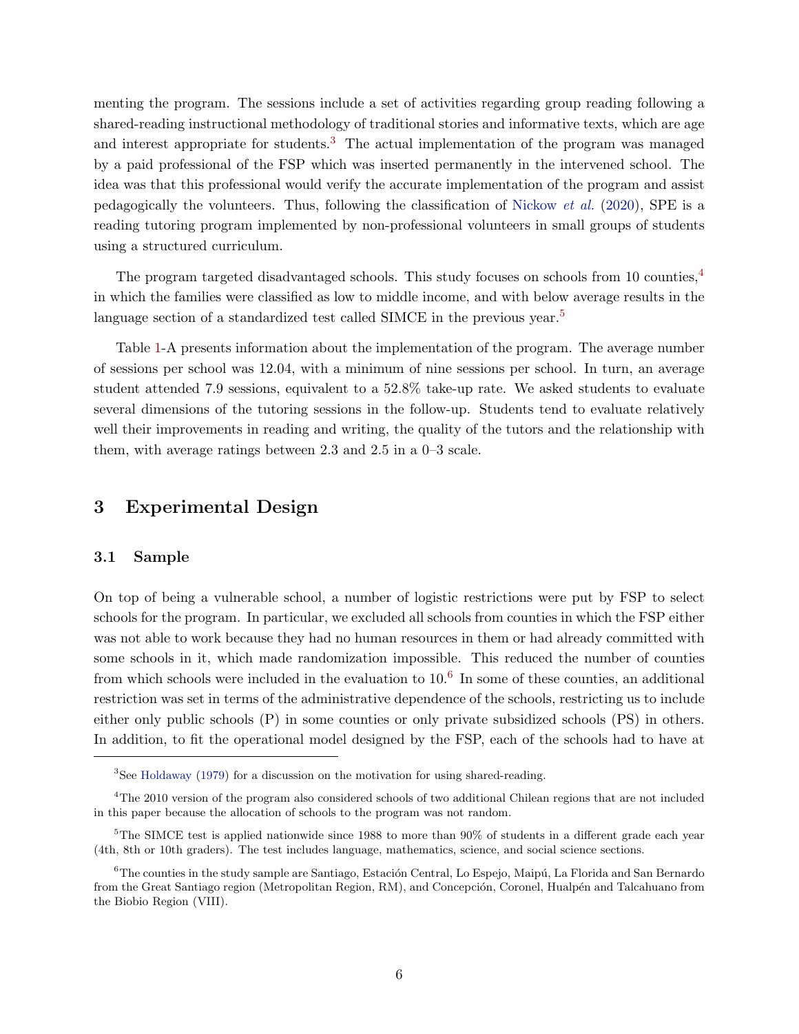menting the program. The sessions include a set of activities regarding group reading following a shared-reading instructional methodology of traditional stories and informative texts, which are age and interest appropriate for students.[3] The actual implementation of the program was managed by a paid professional of the FSP which was inserted permanently in the intervened school. The idea was that this professional would verify the accurate implementation of the program and assist pedagogically the volunteers. Thus, following the classification of Nickow *et al.* (2020), SPE is a reading tutoring program implemented by non-professional volunteers in small groups of students using a structured curriculum.

The program targeted disadvantaged schools. This study focuses on schools from 10 counties,[4] in which the families were classified as low to middle income, and with below average results in the language section of a standardized test called SIMCE in the previous year.[5]

Table 1-A presents information about the implementation of the program. The average number of sessions per school was 12.04, with a minimum of nine sessions per school. In turn, an average student attended 7.9 sessions, equivalent to a 52.8% take-up rate. We asked students to evaluate several dimensions of the tutoring sessions in the follow-up. Students tend to evaluate relatively well their improvements in reading and writing, the quality of the tutors and the relationship with them, with average ratings between 2.3 and 2.5 in a 0–3 scale.

## 3 Experimental Design

### 3.1 Sample

On top of being a vulnerable school, a number of logistic restrictions were put by FSP to select schools for the program. In particular, we excluded all schools from counties in which the FSP either was not able to work because they had no human resources in them or had already committed with some schools in it, which made randomization impossible. This reduced the number of counties from which schools were included in the evaluation to 10.[6] In some of these counties, an additional restriction was set in terms of the administrative dependence of the schools, restricting us to include either only public schools (P) in some counties or only private subsidized schools (PS) in others. In addition, to fit the operational model designed by the FSP, each of the schools had to have at

---

[3] See Holdaway (1979) for a discussion on the motivation for using shared-reading.

[4] The 2010 version of the program also considered schools of two additional Chilean regions that are not included in this paper because the allocation of schools to the program was not random.

[5] The SIMCE test is applied nationwide since 1988 to more than 90% of students in a different grade each year (4th, 8th or 10th graders). The test includes language, mathematics, science, and social science sections.

[6] The counties in the study sample are Santiago, Estación Central, Lo Espejo, Maipú, La Florida and San Bernardo from the Great Santiago region (Metropolitan Region, RM), and Concepción, Coronel, Hualpén and Talcahuano from the Biobio Region (VIII).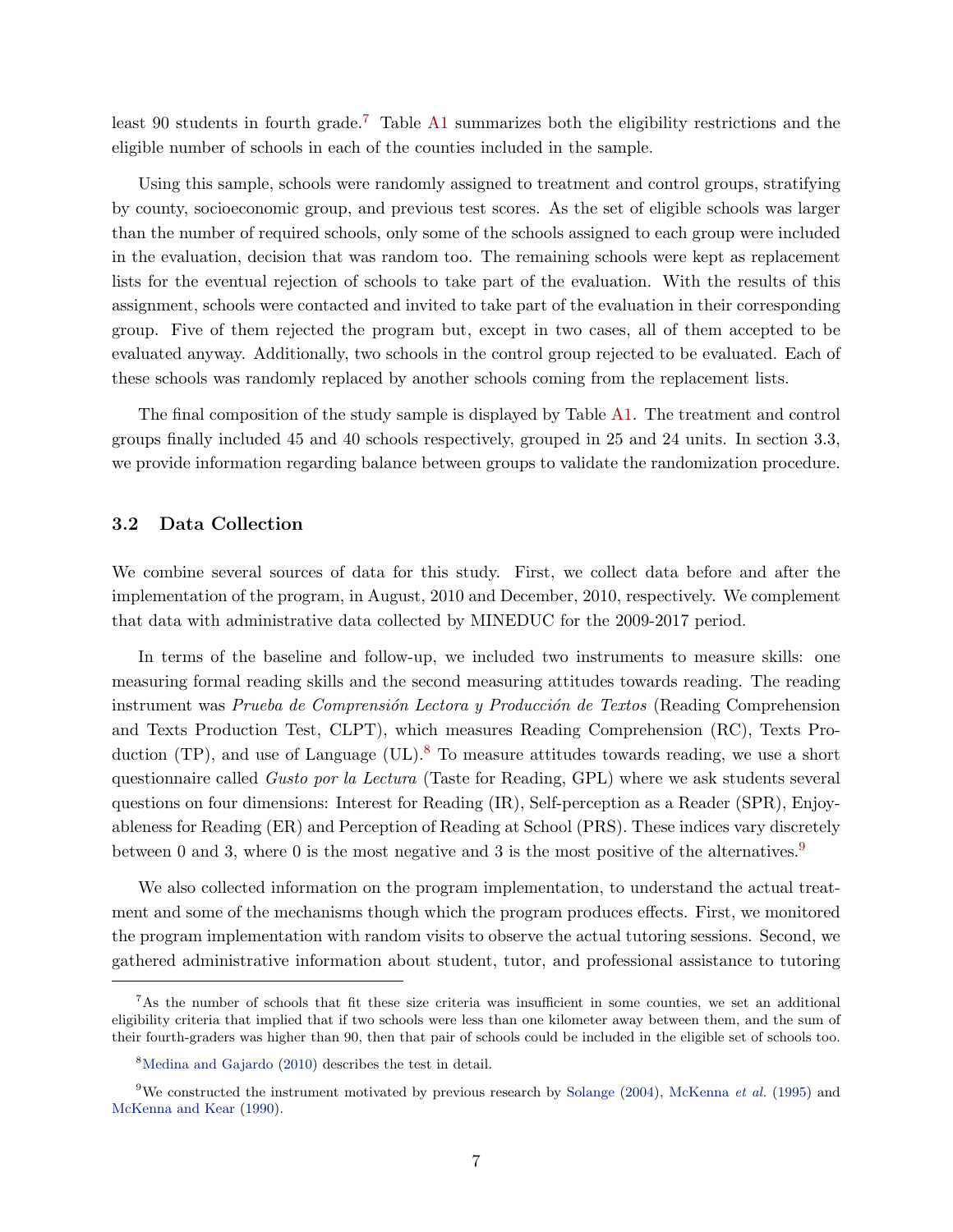least 90 students in fourth grade.[7] Table A1 summarizes both the eligibility restrictions and the eligible number of schools in each of the counties included in the sample.

Using this sample, schools were randomly assigned to treatment and control groups, stratifying by county, socioeconomic group, and previous test scores. As the set of eligible schools was larger than the number of required schools, only some of the schools assigned to each group were included in the evaluation, decision that was random too. The remaining schools were kept as replacement lists for the eventual rejection of schools to take part of the evaluation. With the results of this assignment, schools were contacted and invited to take part of the evaluation in their corresponding group. Five of them rejected the program but, except in two cases, all of them accepted to be evaluated anyway. Additionally, two schools in the control group rejected to be evaluated. Each of these schools was randomly replaced by another schools coming from the replacement lists.

The final composition of the study sample is displayed by Table A1. The treatment and control groups finally included 45 and 40 schools respectively, grouped in 25 and 24 units. In section 3.3, we provide information regarding balance between groups to validate the randomization procedure.

## 3.2 Data Collection

We combine several sources of data for this study. First, we collect data before and after the implementation of the program, in August, 2010 and December, 2010, respectively. We complement that data with administrative data collected by MINEDUC for the 2009-2017 period.

In terms of the baseline and follow-up, we included two instruments to measure skills: one measuring formal reading skills and the second measuring attitudes towards reading. The reading instrument was *Prueba de Comprensión Lectora y Producción de Textos* (Reading Comprehension and Texts Production Test, CLPT), which measures Reading Comprehension (RC), Texts Production (TP), and use of Language (UL).[8] To measure attitudes towards reading, we use a short questionnaire called *Gusto por la Lectura* (Taste for Reading, GPL) where we ask students several questions on four dimensions: Interest for Reading (IR), Self-perception as a Reader (SPR), Enjoyableness for Reading (ER) and Perception of Reading at School (PRS). These indices vary discretely between 0 and 3, where 0 is the most negative and 3 is the most positive of the alternatives.[9]

We also collected information on the program implementation, to understand the actual treatment and some of the mechanisms though which the program produces effects. First, we monitored the program implementation with random visits to observe the actual tutoring sessions. Second, we gathered administrative information about student, tutor, and professional assistance to tutoring

[7] As the number of schools that fit these size criteria was insufficient in some counties, we set an additional eligibility criteria that implied that if two schools were less than one kilometer away between them, and the sum of their fourth-graders was higher than 90, then that pair of schools could be included in the eligible set of schools too.

[8] Medina and Gajardo (2010) describes the test in detail.

[9] We constructed the instrument motivated by previous research by Solange (2004), McKenna *et al.* (1995) and McKenna and Kear (1990).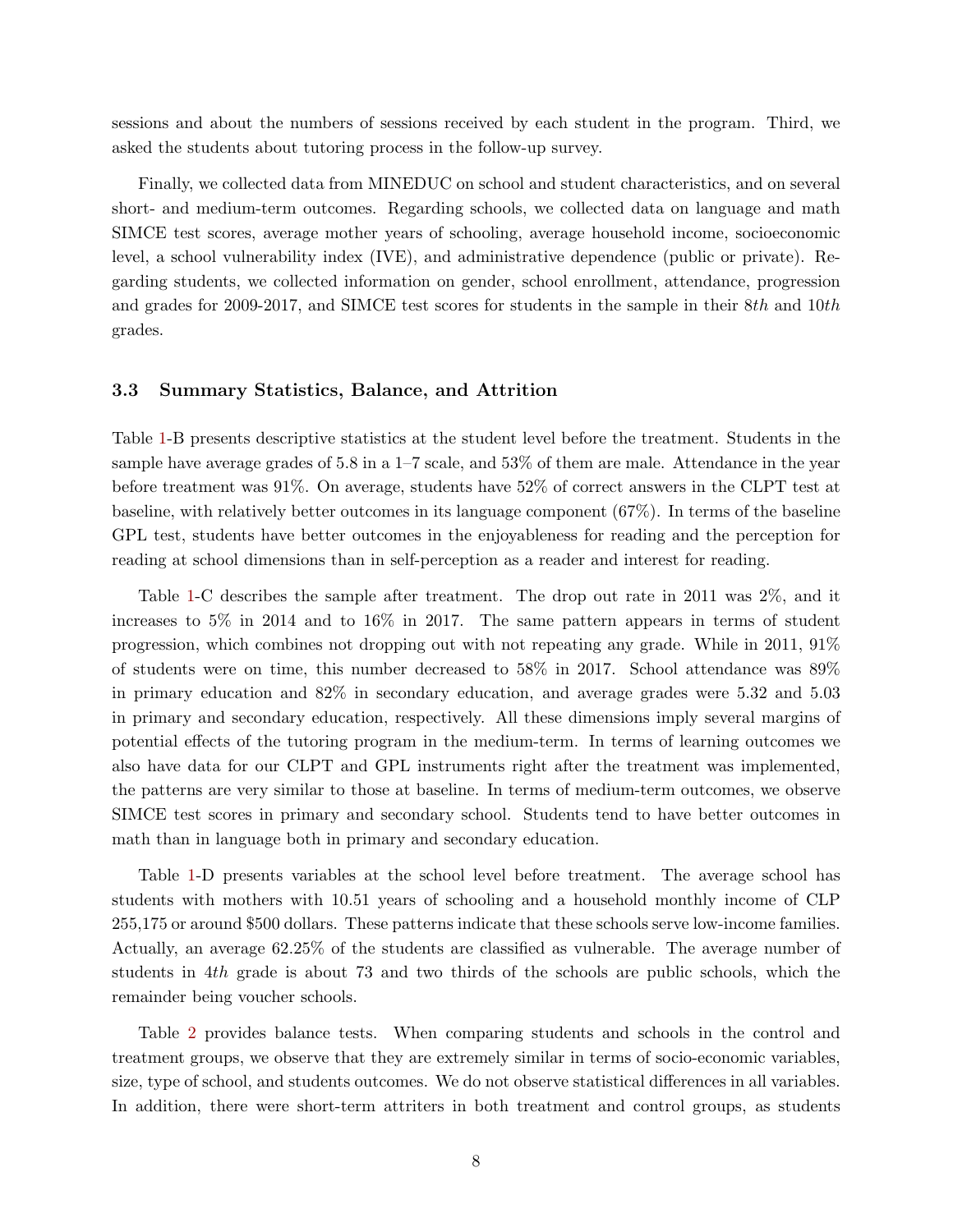sessions and about the numbers of sessions received by each student in the program. Third, we asked the students about tutoring process in the follow-up survey.

Finally, we collected data from MINEDUC on school and student characteristics, and on several short- and medium-term outcomes. Regarding schools, we collected data on language and math SIMCE test scores, average mother years of schooling, average household income, socioeconomic level, a school vulnerability index (IVE), and administrative dependence (public or private). Regarding students, we collected information on gender, school enrollment, attendance, progression and grades for 2009-2017, and SIMCE test scores for students in the sample in their 8*th* and 10*th* grades.

### 3.3 Summary Statistics, Balance, and Attrition

Table 1-B presents descriptive statistics at the student level before the treatment. Students in the sample have average grades of 5.8 in a 1–7 scale, and 53% of them are male. Attendance in the year before treatment was 91%. On average, students have 52% of correct answers in the CLPT test at baseline, with relatively better outcomes in its language component (67%). In terms of the baseline GPL test, students have better outcomes in the enjoyableness for reading and the perception for reading at school dimensions than in self-perception as a reader and interest for reading.

Table 1-C describes the sample after treatment. The drop out rate in 2011 was 2%, and it increases to 5% in 2014 and to 16% in 2017. The same pattern appears in terms of student progression, which combines not dropping out with not repeating any grade. While in 2011, 91% of students were on time, this number decreased to 58% in 2017. School attendance was 89% in primary education and 82% in secondary education, and average grades were 5.32 and 5.03 in primary and secondary education, respectively. All these dimensions imply several margins of potential effects of the tutoring program in the medium-term. In terms of learning outcomes we also have data for our CLPT and GPL instruments right after the treatment was implemented, the patterns are very similar to those at baseline. In terms of medium-term outcomes, we observe SIMCE test scores in primary and secondary school. Students tend to have better outcomes in math than in language both in primary and secondary education.

Table 1-D presents variables at the school level before treatment. The average school has students with mothers with 10.51 years of schooling and a household monthly income of CLP 255,175 or around $500 dollars. These patterns indicate that these schools serve low-income families. Actually, an average 62.25% of the students are classified as vulnerable. The average number of students in 4*th* grade is about 73 and two thirds of the schools are public schools, which the remainder being voucher schools.

Table 2 provides balance tests. When comparing students and schools in the control and treatment groups, we observe that they are extremely similar in terms of socio-economic variables, size, type of school, and students outcomes. We do not observe statistical differences in all variables. In addition, there were short-term attriters in both treatment and control groups, as students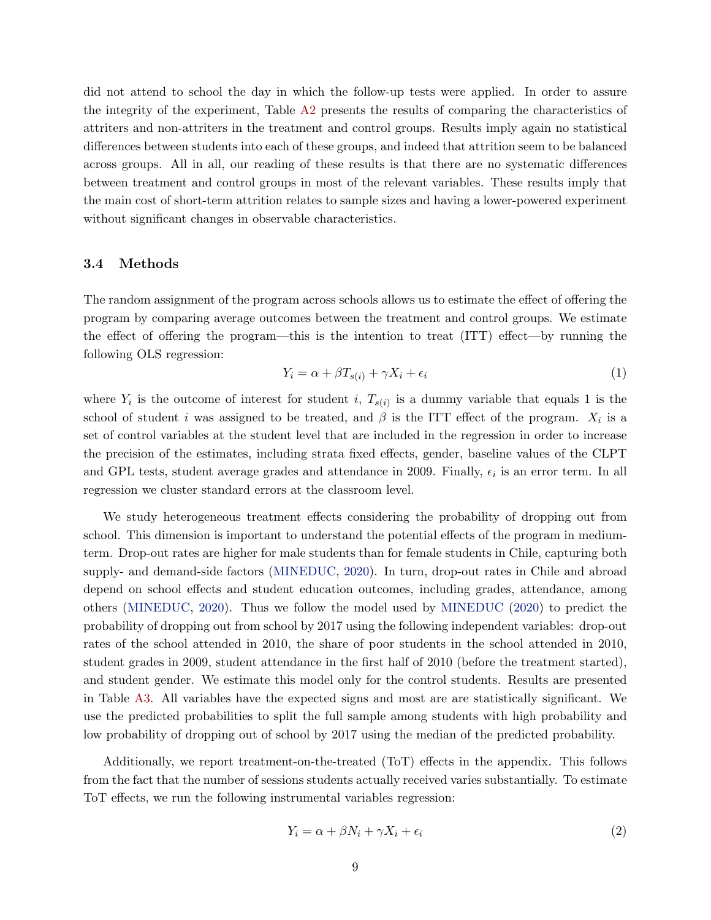did not attend to school the day in which the follow-up tests were applied. In order to assure the integrity of the experiment, Table A2 presents the results of comparing the characteristics of attriters and non-attriters in the treatment and control groups. Results imply again no statistical differences between students into each of these groups, and indeed that attrition seem to be balanced across groups. All in all, our reading of these results is that there are no systematic differences between treatment and control groups in most of the relevant variables. These results imply that the main cost of short-term attrition relates to sample sizes and having a lower-powered experiment without significant changes in observable characteristics.

### 3.4 Methods

The random assignment of the program across schools allows us to estimate the effect of offering the program by comparing average outcomes between the treatment and control groups. We estimate the effect of offering the program—this is the intention to treat (ITT) effect—by running the following OLS regression:

$$Y_i = \alpha + \beta T_{s(i)} + \gamma X_i + \epsilon_i \tag{1}$$

where $Y_i$ is the outcome of interest for student $i$, $T_{s(i)}$ is a dummy variable that equals 1 is the school of student $i$ was assigned to be treated, and $\beta$ is the ITT effect of the program. $X_i$ is a set of control variables at the student level that are included in the regression in order to increase the precision of the estimates, including strata fixed effects, gender, baseline values of the CLPT and GPL tests, student average grades and attendance in 2009. Finally, $\epsilon_i$ is an error term. In all regression we cluster standard errors at the classroom level.

We study heterogeneous treatment effects considering the probability of dropping out from school. This dimension is important to understand the potential effects of the program in medium-term. Drop-out rates are higher for male students than for female students in Chile, capturing both supply- and demand-side factors (MINEDUC, 2020). In turn, drop-out rates in Chile and abroad depend on school effects and student education outcomes, including grades, attendance, among others (MINEDUC, 2020). Thus we follow the model used by MINEDUC (2020) to predict the probability of dropping out from school by 2017 using the following independent variables: drop-out rates of the school attended in 2010, the share of poor students in the school attended in 2010, student grades in 2009, student attendance in the first half of 2010 (before the treatment started), and student gender. We estimate this model only for the control students. Results are presented in Table A3. All variables have the expected signs and most are are statistically significant. We use the predicted probabilities to split the full sample among students with high probability and low probability of dropping out of school by 2017 using the median of the predicted probability.

Additionally, we report treatment-on-the-treated (ToT) effects in the appendix. This follows from the fact that the number of sessions students actually received varies substantially. To estimate ToT effects, we run the following instrumental variables regression:

$$Y_i = \alpha + \beta N_i + \gamma X_i + \epsilon_i \tag{2}$$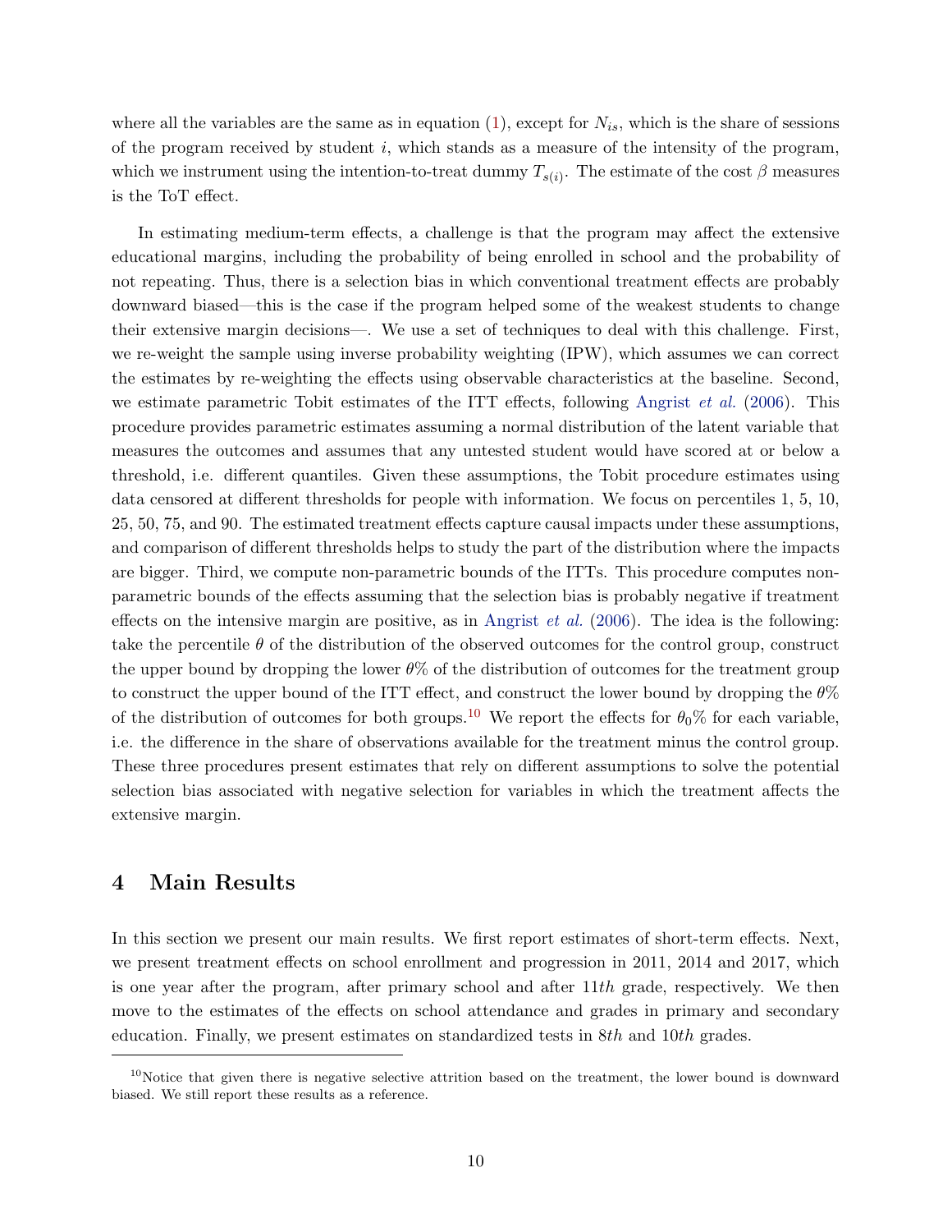where all the variables are the same as in equation (1), except for $N_{is}$, which is the share of sessions of the program received by student $i$, which stands as a measure of the intensity of the program, which we instrument using the intention-to-treat dummy $T_{s(i)}$. The estimate of the cost $\beta$ measures is the ToT effect.

In estimating medium-term effects, a challenge is that the program may affect the extensive educational margins, including the probability of being enrolled in school and the probability of not repeating. Thus, there is a selection bias in which conventional treatment effects are probably downward biased—this is the case if the program helped some of the weakest students to change their extensive margin decisions—. We use a set of techniques to deal with this challenge. First, we re-weight the sample using inverse probability weighting (IPW), which assumes we can correct the estimates by re-weighting the effects using observable characteristics at the baseline. Second, we estimate parametric Tobit estimates of the ITT effects, following Angrist *et al.* (2006). This procedure provides parametric estimates assuming a normal distribution of the latent variable that measures the outcomes and assumes that any untested student would have scored at or below a threshold, i.e. different quantiles. Given these assumptions, the Tobit procedure estimates using data censored at different thresholds for people with information. We focus on percentiles 1, 5, 10, 25, 50, 75, and 90. The estimated treatment effects capture causal impacts under these assumptions, and comparison of different thresholds helps to study the part of the distribution where the impacts are bigger. Third, we compute non-parametric bounds of the ITTs. This procedure computes non-parametric bounds of the effects assuming that the selection bias is probably negative if treatment effects on the intensive margin are positive, as in Angrist *et al.* (2006). The idea is the following: take the percentile $\theta$ of the distribution of the observed outcomes for the control group, construct the upper bound by dropping the lower $\theta$% of the distribution of outcomes for the treatment group to construct the upper bound of the ITT effect, and construct the lower bound by dropping the $\theta$% of the distribution of outcomes for both groups.[10] We report the effects for $\theta_0$% for each variable, i.e. the difference in the share of observations available for the treatment minus the control group. These three procedures present estimates that rely on different assumptions to solve the potential selection bias associated with negative selection for variables in which the treatment affects the extensive margin.

## 4 Main Results

In this section we present our main results. We first report estimates of short-term effects. Next, we present treatment effects on school enrollment and progression in 2011, 2014 and 2017, which is one year after the program, after primary school and after $11th$ grade, respectively. We then move to the estimates of the effects on school attendance and grades in primary and secondary education. Finally, we present estimates on standardized tests in $8th$ and $10th$ grades.

[10]Notice that given there is negative selective attrition based on the treatment, the lower bound is downward biased. We still report these results as a reference.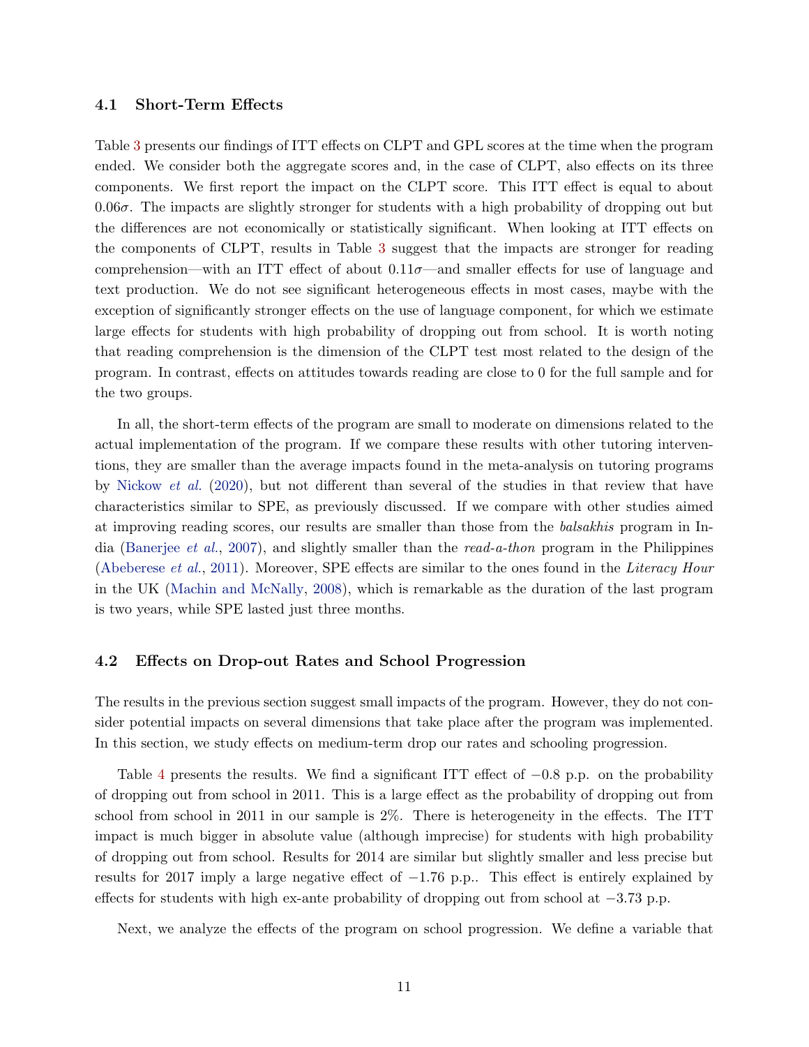### 4.1 Short-Term Effects

Table 3 presents our findings of ITT effects on CLPT and GPL scores at the time when the program ended. We consider both the aggregate scores and, in the case of CLPT, also effects on its three components. We first report the impact on the CLPT score. This ITT effect is equal to about $0.06\sigma$. The impacts are slightly stronger for students with a high probability of dropping out but the differences are not economically or statistically significant. When looking at ITT effects on the components of CLPT, results in Table 3 suggest that the impacts are stronger for reading comprehension—with an ITT effect of about $0.11\sigma$—and smaller effects for use of language and text production. We do not see significant heterogeneous effects in most cases, maybe with the exception of significantly stronger effects on the use of language component, for which we estimate large effects for students with high probability of dropping out from school. It is worth noting that reading comprehension is the dimension of the CLPT test most related to the design of the program. In contrast, effects on attitudes towards reading are close to 0 for the full sample and for the two groups.

In all, the short-term effects of the program are small to moderate on dimensions related to the actual implementation of the program. If we compare these results with other tutoring interventions, they are smaller than the average impacts found in the meta-analysis on tutoring programs by Nickow *et al.* (2020), but not different than several of the studies in that review that have characteristics similar to SPE, as previously discussed. If we compare with other studies aimed at improving reading scores, our results are smaller than those from the *balsakhis* program in India (Banerjee *et al.*, 2007), and slightly smaller than the *read-a-thon* program in the Philippines (Abeberese *et al.*, 2011). Moreover, SPE effects are similar to the ones found in the *Literacy Hour* in the UK (Machin and McNally, 2008), which is remarkable as the duration of the last program is two years, while SPE lasted just three months.

### 4.2 Effects on Drop-out Rates and School Progression

The results in the previous section suggest small impacts of the program. However, they do not consider potential impacts on several dimensions that take place after the program was implemented. In this section, we study effects on medium-term drop our rates and schooling progression.

Table 4 presents the results. We find a significant ITT effect of $-0.8$ p.p. on the probability of dropping out from school in 2011. This is a large effect as the probability of dropping out from school from school in 2011 in our sample is 2%. There is heterogeneity in the effects. The ITT impact is much bigger in absolute value (although imprecise) for students with high probability of dropping out from school. Results for 2014 are similar but slightly smaller and less precise but results for 2017 imply a large negative effect of $-1.76$ p.p.. This effect is entirely explained by effects for students with high ex-ante probability of dropping out from school at $-3.73$ p.p.

Next, we analyze the effects of the program on school progression. We define a variable that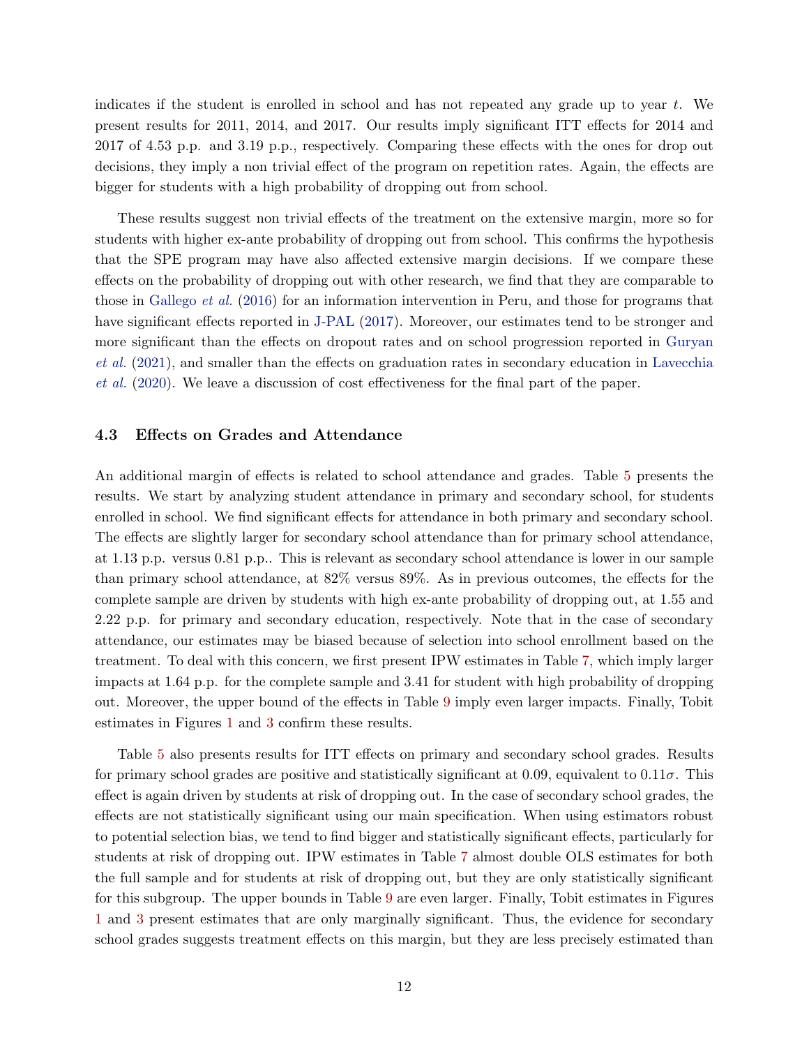indicates if the student is enrolled in school and has not repeated any grade up to year $t$. We present results for 2011, 2014, and 2017. Our results imply significant ITT effects for 2014 and 2017 of 4.53 p.p. and 3.19 p.p., respectively. Comparing these effects with the ones for drop out decisions, they imply a non trivial effect of the program on repetition rates. Again, the effects are bigger for students with a high probability of dropping out from school.

These results suggest non trivial effects of the treatment on the extensive margin, more so for students with higher ex-ante probability of dropping out from school. This confirms the hypothesis that the SPE program may have also affected extensive margin decisions. If we compare these effects on the probability of dropping out with other research, we find that they are comparable to those in Gallego *et al.* (2016) for an information intervention in Peru, and those for programs that have significant effects reported in J-PAL (2017). Moreover, our estimates tend to be stronger and more significant than the effects on dropout rates and on school progression reported in Guryan *et al.* (2021), and smaller than the effects on graduation rates in secondary education in Lavecchia *et al.* (2020). We leave a discussion of cost effectiveness for the final part of the paper.

### 4.3 Effects on Grades and Attendance

An additional margin of effects is related to school attendance and grades. Table 5 presents the results. We start by analyzing student attendance in primary and secondary school, for students enrolled in school. We find significant effects for attendance in both primary and secondary school. The effects are slightly larger for secondary school attendance than for primary school attendance, at 1.13 p.p. versus 0.81 p.p.. This is relevant as secondary school attendance is lower in our sample than primary school attendance, at 82% versus 89%. As in previous outcomes, the effects for the complete sample are driven by students with high ex-ante probability of dropping out, at 1.55 and 2.22 p.p. for primary and secondary education, respectively. Note that in the case of secondary attendance, our estimates may be biased because of selection into school enrollment based on the treatment. To deal with this concern, we first present IPW estimates in Table 7, which imply larger impacts at 1.64 p.p. for the complete sample and 3.41 for student with high probability of dropping out. Moreover, the upper bound of the effects in Table 9 imply even larger impacts. Finally, Tobit estimates in Figures 1 and 3 confirm these results.

Table 5 also presents results for ITT effects on primary and secondary school grades. Results for primary school grades are positive and statistically significant at 0.09, equivalent to $0.11\sigma$. This effect is again driven by students at risk of dropping out. In the case of secondary school grades, the effects are not statistically significant using our main specification. When using estimators robust to potential selection bias, we tend to find bigger and statistically significant effects, particularly for students at risk of dropping out. IPW estimates in Table 7 almost double OLS estimates for both the full sample and for students at risk of dropping out, but they are only statistically significant for this subgroup. The upper bounds in Table 9 are even larger. Finally, Tobit estimates in Figures 1 and 3 present estimates that are only marginally significant. Thus, the evidence for secondary school grades suggests treatment effects on this margin, but they are less precisely estimated than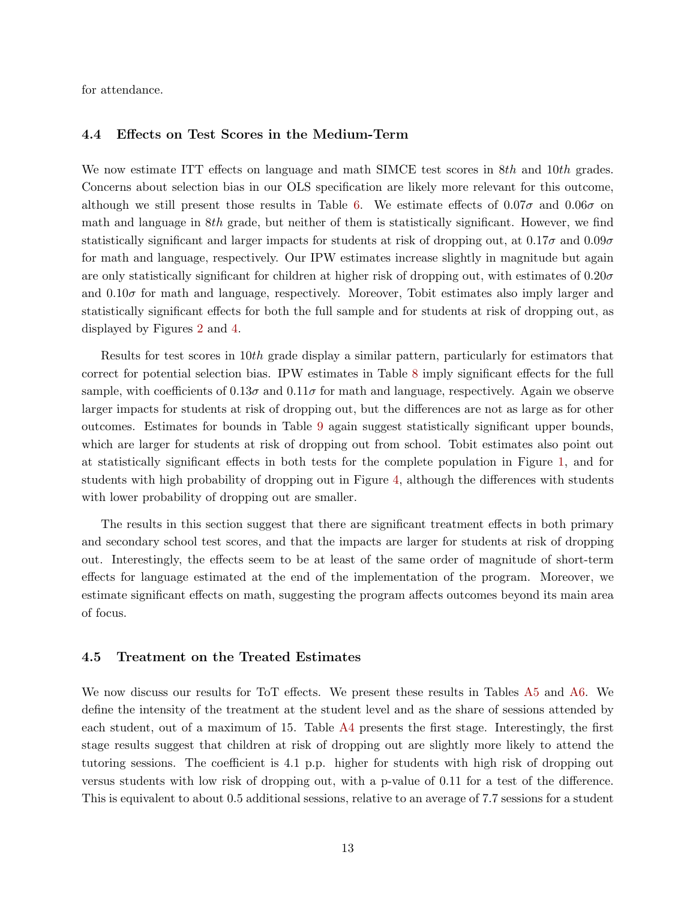for attendance.

### 4.4 Effects on Test Scores in the Medium-Term

We now estimate ITT effects on language and math SIMCE test scores in 8*th* and 10*th* grades. Concerns about selection bias in our OLS specification are likely more relevant for this outcome, although we still present those results in Table 6. We estimate effects of $0.07\sigma$ and $0.06\sigma$ on math and language in 8*th* grade, but neither of them is statistically significant. However, we find statistically significant and larger impacts for students at risk of dropping out, at $0.17\sigma$ and $0.09\sigma$ for math and language, respectively. Our IPW estimates increase slightly in magnitude but again are only statistically significant for children at higher risk of dropping out, with estimates of $0.20\sigma$ and $0.10\sigma$ for math and language, respectively. Moreover, Tobit estimates also imply larger and statistically significant effects for both the full sample and for students at risk of dropping out, as displayed by Figures 2 and 4.

Results for test scores in 10*th* grade display a similar pattern, particularly for estimators that correct for potential selection bias. IPW estimates in Table 8 imply significant effects for the full sample, with coefficients of $0.13\sigma$ and $0.11\sigma$ for math and language, respectively. Again we observe larger impacts for students at risk of dropping out, but the differences are not as large as for other outcomes. Estimates for bounds in Table 9 again suggest statistically significant upper bounds, which are larger for students at risk of dropping out from school. Tobit estimates also point out at statistically significant effects in both tests for the complete population in Figure 1, and for students with high probability of dropping out in Figure 4, although the differences with students with lower probability of dropping out are smaller.

The results in this section suggest that there are significant treatment effects in both primary and secondary school test scores, and that the impacts are larger for students at risk of dropping out. Interestingly, the effects seem to be at least of the same order of magnitude of short-term effects for language estimated at the end of the implementation of the program. Moreover, we estimate significant effects on math, suggesting the program affects outcomes beyond its main area of focus.

### 4.5 Treatment on the Treated Estimates

We now discuss our results for ToT effects. We present these results in Tables A5 and A6. We define the intensity of the treatment at the student level and as the share of sessions attended by each student, out of a maximum of 15. Table A4 presents the first stage. Interestingly, the first stage results suggest that children at risk of dropping out are slightly more likely to attend the tutoring sessions. The coefficient is 4.1 p.p. higher for students with high risk of dropping out versus students with low risk of dropping out, with a p-value of 0.11 for a test of the difference. This is equivalent to about 0.5 additional sessions, relative to an average of 7.7 sessions for a student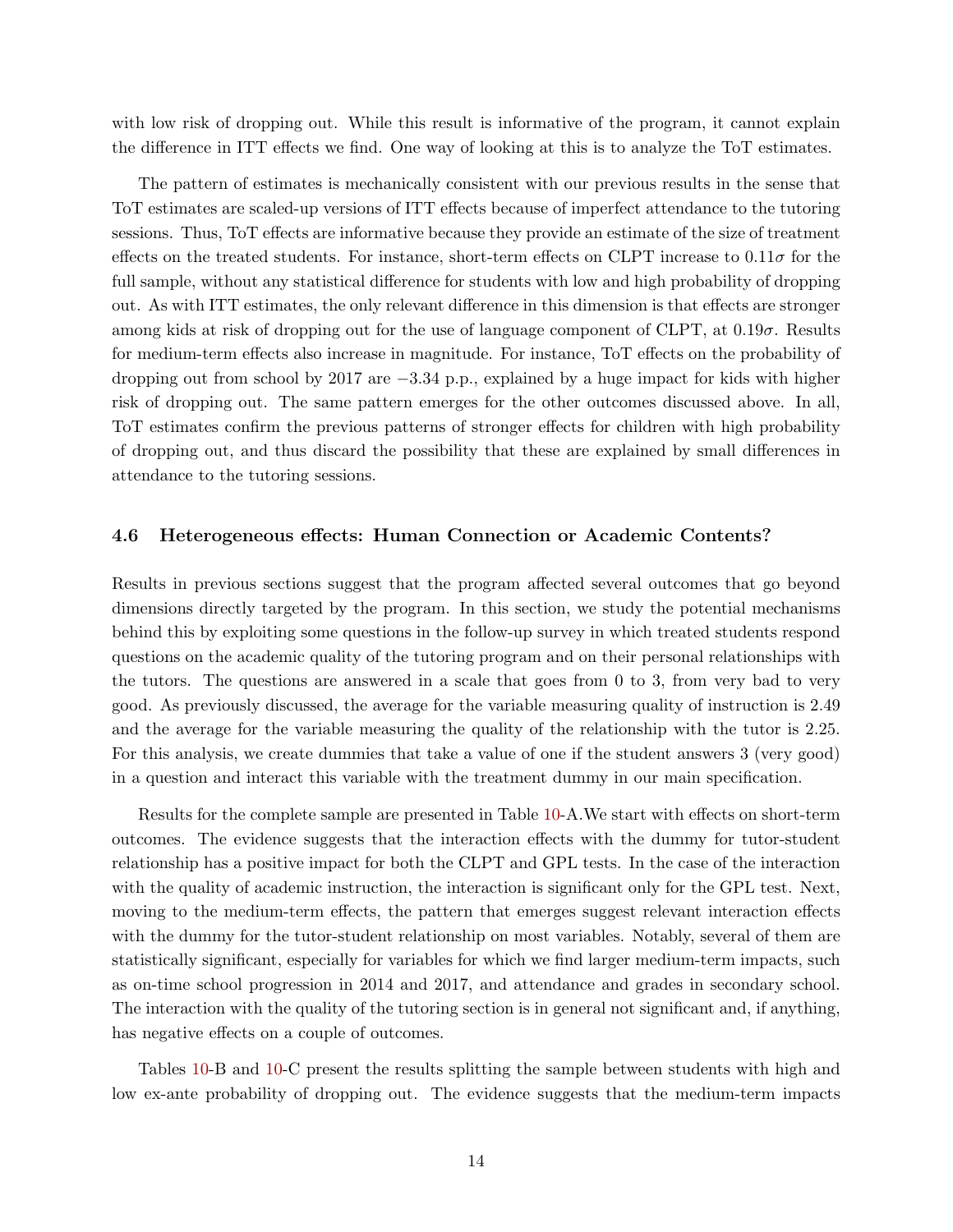with low risk of dropping out. While this result is informative of the program, it cannot explain the difference in ITT effects we find. One way of looking at this is to analyze the ToT estimates.

The pattern of estimates is mechanically consistent with our previous results in the sense that ToT estimates are scaled-up versions of ITT effects because of imperfect attendance to the tutoring sessions. Thus, ToT effects are informative because they provide an estimate of the size of treatment effects on the treated students. For instance, short-term effects on CLPT increase to $0.11\sigma$ for the full sample, without any statistical difference for students with low and high probability of dropping out. As with ITT estimates, the only relevant difference in this dimension is that effects are stronger among kids at risk of dropping out for the use of language component of CLPT, at $0.19\sigma$. Results for medium-term effects also increase in magnitude. For instance, ToT effects on the probability of dropping out from school by 2017 are $-3.34$ p.p., explained by a huge impact for kids with higher risk of dropping out. The same pattern emerges for the other outcomes discussed above. In all, ToT estimates confirm the previous patterns of stronger effects for children with high probability of dropping out, and thus discard the possibility that these are explained by small differences in attendance to the tutoring sessions.

### 4.6 Heterogeneous effects: Human Connection or Academic Contents?

Results in previous sections suggest that the program affected several outcomes that go beyond dimensions directly targeted by the program. In this section, we study the potential mechanisms behind this by exploiting some questions in the follow-up survey in which treated students respond questions on the academic quality of the tutoring program and on their personal relationships with the tutors. The questions are answered in a scale that goes from 0 to 3, from very bad to very good. As previously discussed, the average for the variable measuring quality of instruction is 2.49 and the average for the variable measuring the quality of the relationship with the tutor is 2.25. For this analysis, we create dummies that take a value of one if the student answers 3 (very good) in a question and interact this variable with the treatment dummy in our main specification.

Results for the complete sample are presented in Table 10-A.We start with effects on short-term outcomes. The evidence suggests that the interaction effects with the dummy for tutor-student relationship has a positive impact for both the CLPT and GPL tests. In the case of the interaction with the quality of academic instruction, the interaction is significant only for the GPL test. Next, moving to the medium-term effects, the pattern that emerges suggest relevant interaction effects with the dummy for the tutor-student relationship on most variables. Notably, several of them are statistically significant, especially for variables for which we find larger medium-term impacts, such as on-time school progression in 2014 and 2017, and attendance and grades in secondary school. The interaction with the quality of the tutoring section is in general not significant and, if anything, has negative effects on a couple of outcomes.

Tables 10-B and 10-C present the results splitting the sample between students with high and low ex-ante probability of dropping out. The evidence suggests that the medium-term impacts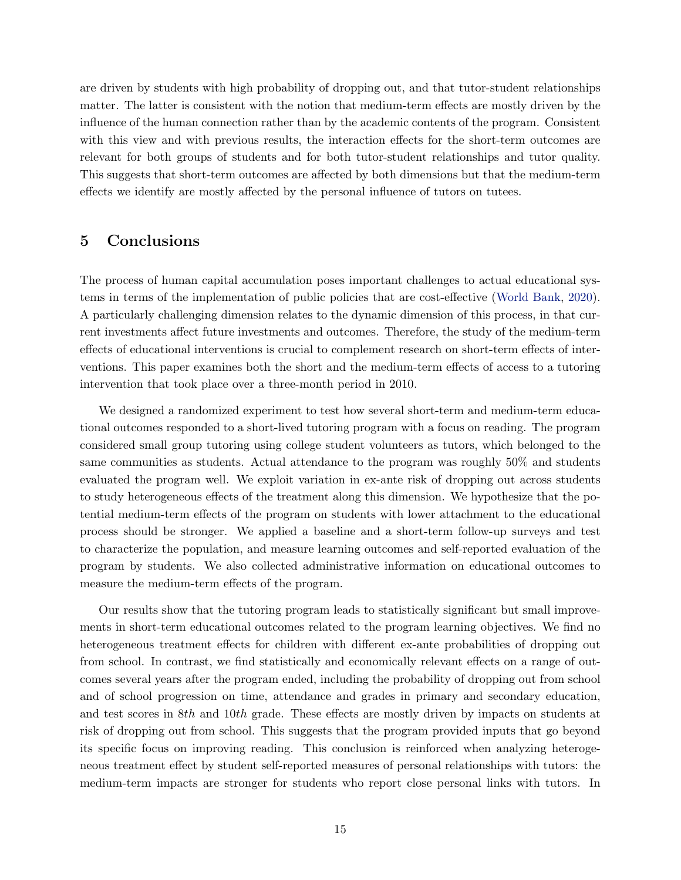are driven by students with high probability of dropping out, and that tutor-student relationships matter. The latter is consistent with the notion that medium-term effects are mostly driven by the influence of the human connection rather than by the academic contents of the program. Consistent with this view and with previous results, the interaction effects for the short-term outcomes are relevant for both groups of students and for both tutor-student relationships and tutor quality. This suggests that short-term outcomes are affected by both dimensions but that the medium-term effects we identify are mostly affected by the personal influence of tutors on tutees.

## 5 Conclusions

The process of human capital accumulation poses important challenges to actual educational systems in terms of the implementation of public policies that are cost-effective (World Bank, 2020). A particularly challenging dimension relates to the dynamic dimension of this process, in that current investments affect future investments and outcomes. Therefore, the study of the medium-term effects of educational interventions is crucial to complement research on short-term effects of interventions. This paper examines both the short and the medium-term effects of access to a tutoring intervention that took place over a three-month period in 2010.

We designed a randomized experiment to test how several short-term and medium-term educational outcomes responded to a short-lived tutoring program with a focus on reading. The program considered small group tutoring using college student volunteers as tutors, which belonged to the same communities as students. Actual attendance to the program was roughly 50% and students evaluated the program well. We exploit variation in ex-ante risk of dropping out across students to study heterogeneous effects of the treatment along this dimension. We hypothesize that the potential medium-term effects of the program on students with lower attachment to the educational process should be stronger. We applied a baseline and a short-term follow-up surveys and test to characterize the population, and measure learning outcomes and self-reported evaluation of the program by students. We also collected administrative information on educational outcomes to measure the medium-term effects of the program.

Our results show that the tutoring program leads to statistically significant but small improvements in short-term educational outcomes related to the program learning objectives. We find no heterogeneous treatment effects for children with different ex-ante probabilities of dropping out from school. In contrast, we find statistically and economically relevant effects on a range of outcomes several years after the program ended, including the probability of dropping out from school and of school progression on time, attendance and grades in primary and secondary education, and test scores in *8th* and *10th* grade. These effects are mostly driven by impacts on students at risk of dropping out from school. This suggests that the program provided inputs that go beyond its specific focus on improving reading. This conclusion is reinforced when analyzing heterogeneous treatment effect by student self-reported measures of personal relationships with tutors: the medium-term impacts are stronger for students who report close personal links with tutors. In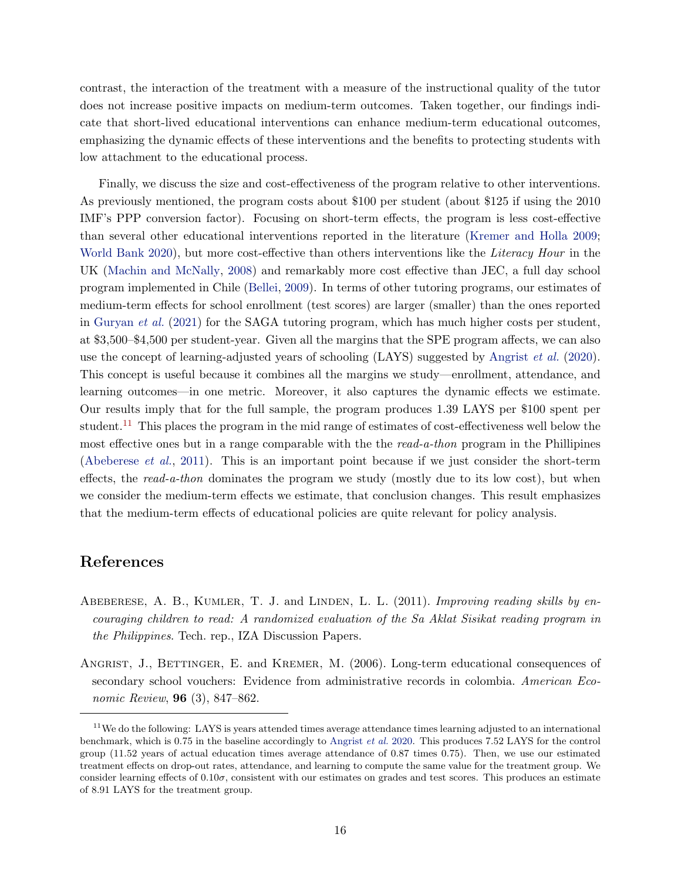contrast, the interaction of the treatment with a measure of the instructional quality of the tutor does not increase positive impacts on medium-term outcomes. Taken together, our findings indicate that short-lived educational interventions can enhance medium-term educational outcomes, emphasizing the dynamic effects of these interventions and the benefits to protecting students with low attachment to the educational process.

Finally, we discuss the size and cost-effectiveness of the program relative to other interventions. As previously mentioned, the program costs about $100 per student (about $125 if using the 2010 IMF's PPP conversion factor). Focusing on short-term effects, the program is less cost-effective than several other educational interventions reported in the literature (Kremer and Holla 2009; World Bank 2020), but more cost-effective than others interventions like the *Literacy Hour* in the UK (Machin and McNally, 2008) and remarkably more cost effective than JEC, a full day school program implemented in Chile (Bellei, 2009). In terms of other tutoring programs, our estimates of medium-term effects for school enrollment (test scores) are larger (smaller) than the ones reported in Guryan *et al.* (2021) for the SAGA tutoring program, which has much higher costs per student, at $3,500–$4,500 per student-year. Given all the margins that the SPE program affects, we can also use the concept of learning-adjusted years of schooling (LAYS) suggested by Angrist *et al.* (2020). This concept is useful because it combines all the margins we study—enrollment, attendance, and learning outcomes—in one metric. Moreover, it also captures the dynamic effects we estimate. Our results imply that for the full sample, the program produces 1.39 LAYS per $100 spent per student.[11] This places the program in the mid range of estimates of cost-effectiveness well below the most effective ones but in a range comparable with the the *read-a-thon* program in the Phillipines (Abeberese *et al.*, 2011). This is an important point because if we just consider the short-term effects, the *read-a-thon* dominates the program we study (mostly due to its low cost), but when we consider the medium-term effects we estimate, that conclusion changes. This result emphasizes that the medium-term effects of educational policies are quite relevant for policy analysis.

## References

Abeberese, A. B., Kumler, T. J. and Linden, L. L. (2011). *Improving reading skills by encouraging children to read: A randomized evaluation of the Sa Aklat Sisikat reading program in the Philippines*. Tech. rep., IZA Discussion Papers.

Angrist, J., Bettinger, E. and Kremer, M. (2006). Long-term educational consequences of secondary school vouchers: Evidence from administrative records in colombia. *American Economic Review*, **96** (3), 847–862.

[11] We do the following: LAYS is years attended times average attendance times learning adjusted to an international benchmark, which is 0.75 in the baseline accordingly to Angrist *et al.* 2020. This produces 7.52 LAYS for the control group (11.52 years of actual education times average attendance of 0.87 times 0.75). Then, we use our estimated treatment effects on drop-out rates, attendance, and learning to compute the same value for the treatment group. We consider learning effects of $0.10\sigma$, consistent with our estimates on grades and test scores. This produces an estimate of 8.91 LAYS for the treatment group.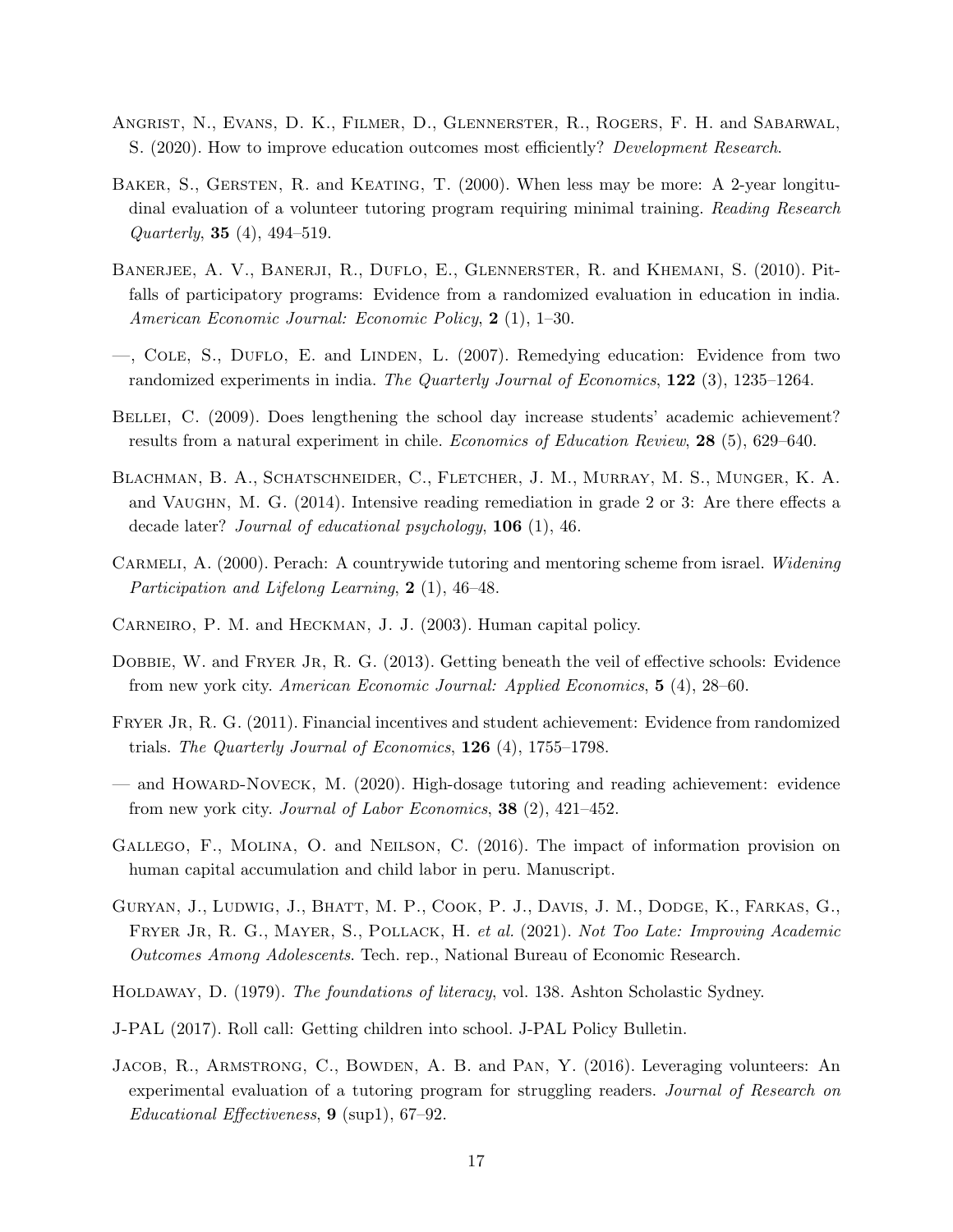Angrist, N., Evans, D. K., Filmer, D., Glennerster, R., Rogers, F. H. and Sabarwal, S. (2020). How to improve education outcomes most efficiently? *Development Research*.

Baker, S., Gersten, R. and Keating, T. (2000). When less may be more: A 2-year longitudinal evaluation of a volunteer tutoring program requiring minimal training. *Reading Research Quarterly*, **35** (4), 494–519.

Banerjee, A. V., Banerji, R., Duflo, E., Glennerster, R. and Khemani, S. (2010). Pitfalls of participatory programs: Evidence from a randomized evaluation in education in india. *American Economic Journal: Economic Policy*, **2** (1), 1–30.

—, Cole, S., Duflo, E. and Linden, L. (2007). Remedying education: Evidence from two randomized experiments in india. *The Quarterly Journal of Economics*, **122** (3), 1235–1264.

Bellei, C. (2009). Does lengthening the school day increase students' academic achievement? results from a natural experiment in chile. *Economics of Education Review*, **28** (5), 629–640.

Blachman, B. A., Schatschneider, C., Fletcher, J. M., Murray, M. S., Munger, K. A. and Vaughn, M. G. (2014). Intensive reading remediation in grade 2 or 3: Are there effects a decade later? *Journal of educational psychology*, **106** (1), 46.

Carmeli, A. (2000). Perach: A countrywide tutoring and mentoring scheme from israel. *Widening Participation and Lifelong Learning*, **2** (1), 46–48.

Carneiro, P. M. and Heckman, J. J. (2003). Human capital policy.

Dobbie, W. and Fryer Jr, R. G. (2013). Getting beneath the veil of effective schools: Evidence from new york city. *American Economic Journal: Applied Economics*, **5** (4), 28–60.

Fryer Jr, R. G. (2011). Financial incentives and student achievement: Evidence from randomized trials. *The Quarterly Journal of Economics*, **126** (4), 1755–1798.

— and Howard-Noveck, M. (2020). High-dosage tutoring and reading achievement: evidence from new york city. *Journal of Labor Economics*, **38** (2), 421–452.

Gallego, F., Molina, O. and Neilson, C. (2016). The impact of information provision on human capital accumulation and child labor in peru. Manuscript.

Guryan, J., Ludwig, J., Bhatt, M. P., Cook, P. J., Davis, J. M., Dodge, K., Farkas, G., Fryer Jr, R. G., Mayer, S., Pollack, H. *et al.* (2021). *Not Too Late: Improving Academic Outcomes Among Adolescents*. Tech. rep., National Bureau of Economic Research.

Holdaway, D. (1979). *The foundations of literacy*, vol. 138. Ashton Scholastic Sydney.

J-PAL (2017). Roll call: Getting children into school. J-PAL Policy Bulletin.

Jacob, R., Armstrong, C., Bowden, A. B. and Pan, Y. (2016). Leveraging volunteers: An experimental evaluation of a tutoring program for struggling readers. *Journal of Research on Educational Effectiveness*, **9** (sup1), 67–92.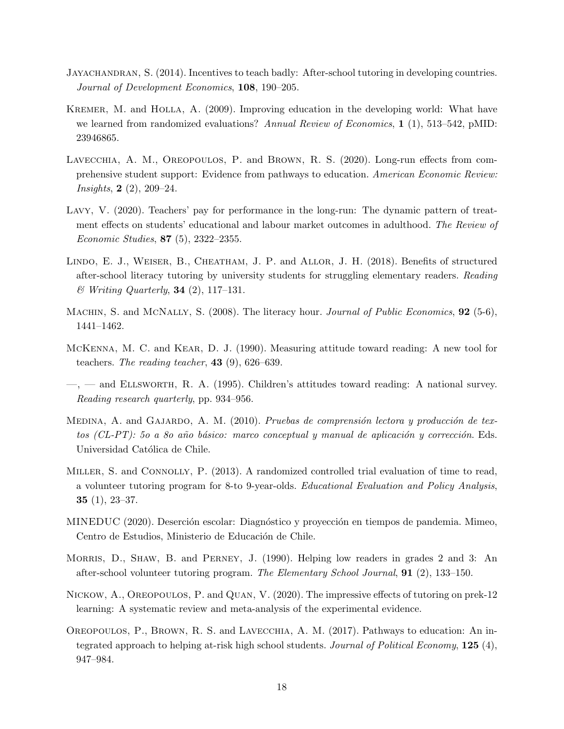Jayachandran, S. (2014). Incentives to teach badly: After-school tutoring in developing countries. *Journal of Development Economics*, **108**, 190–205.

Kremer, M. and Holla, A. (2009). Improving education in the developing world: What have we learned from randomized evaluations? *Annual Review of Economics*, **1** (1), 513–542, pMID: 23946865.

Lavecchia, A. M., Oreopoulos, P. and Brown, R. S. (2020). Long-run effects from comprehensive student support: Evidence from pathways to education. *American Economic Review: Insights*, **2** (2), 209–24.

Lavy, V. (2020). Teachers' pay for performance in the long-run: The dynamic pattern of treatment effects on students' educational and labour market outcomes in adulthood. *The Review of Economic Studies*, **87** (5), 2322–2355.

Lindo, E. J., Weiser, B., Cheatham, J. P. and Allor, J. H. (2018). Benefits of structured after-school literacy tutoring by university students for struggling elementary readers. *Reading & Writing Quarterly*, **34** (2), 117–131.

Machin, S. and McNally, S. (2008). The literacy hour. *Journal of Public Economics*, **92** (5-6), 1441–1462.

McKenna, M. C. and Kear, D. J. (1990). Measuring attitude toward reading: A new tool for teachers. *The reading teacher*, **43** (9), 626–639.

—, — and Ellsworth, R. A. (1995). Children's attitudes toward reading: A national survey. *Reading research quarterly*, pp. 934–956.

Medina, A. and Gajardo, A. M. (2010). *Pruebas de comprensión lectora y producción de textos (CL-PT): 5o a 8o año básico: marco conceptual y manual de aplicación y corrección*. Eds. Universidad Católica de Chile.

Miller, S. and Connolly, P. (2013). A randomized controlled trial evaluation of time to read, a volunteer tutoring program for 8-to 9-year-olds. *Educational Evaluation and Policy Analysis*, **35** (1), 23–37.

MINEDUC (2020). Deserción escolar: Diagnóstico y proyección en tiempos de pandemia. Mimeo, Centro de Estudios, Ministerio de Educación de Chile.

Morris, D., Shaw, B. and Perney, J. (1990). Helping low readers in grades 2 and 3: An after-school volunteer tutoring program. *The Elementary School Journal*, **91** (2), 133–150.

Nickow, A., Oreopoulos, P. and Quan, V. (2020). The impressive effects of tutoring on prek-12 learning: A systematic review and meta-analysis of the experimental evidence.

Oreopoulos, P., Brown, R. S. and Lavecchia, A. M. (2017). Pathways to education: An integrated approach to helping at-risk high school students. *Journal of Political Economy*, **125** (4), 947–984.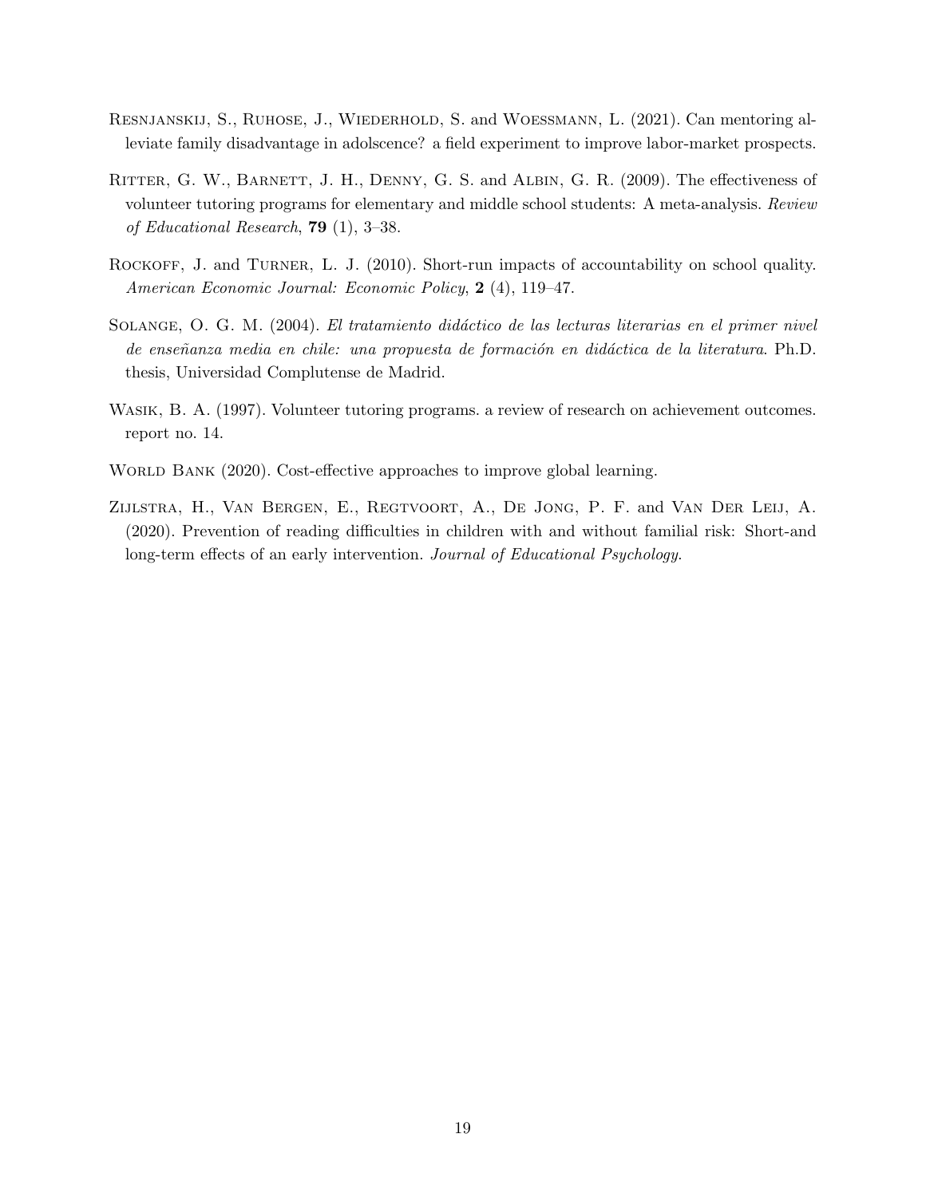Resnjanskij, S., Ruhose, J., Wiederhold, S. and Woessmann, L. (2021). Can mentoring alleviate family disadvantage in adolscence? a field experiment to improve labor-market prospects.

Ritter, G. W., Barnett, J. H., Denny, G. S. and Albin, G. R. (2009). The effectiveness of volunteer tutoring programs for elementary and middle school students: A meta-analysis. *Review of Educational Research*, **79** (1), 3–38.

Rockoff, J. and Turner, L. J. (2010). Short-run impacts of accountability on school quality. *American Economic Journal: Economic Policy*, **2** (4), 119–47.

Solange, O. G. M. (2004). *El tratamiento didáctico de las lecturas literarias en el primer nivel de enseñanza media en chile: una propuesta de formación en didáctica de la literatura*. Ph.D. thesis, Universidad Complutense de Madrid.

Wasik, B. A. (1997). Volunteer tutoring programs. a review of research on achievement outcomes. report no. 14.

World Bank (2020). Cost-effective approaches to improve global learning.

Zijlstra, H., Van Bergen, E., Regtvoort, A., De Jong, P. F. and Van Der Leij, A. (2020). Prevention of reading difficulties in children with and without familial risk: Short-and long-term effects of an early intervention. *Journal of Educational Psychology*.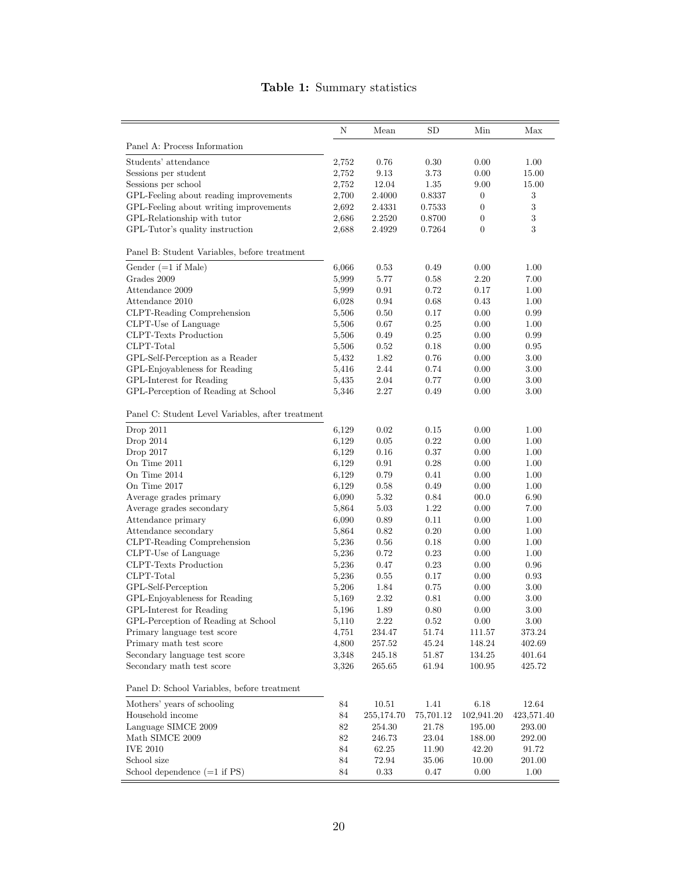**Table 1:** Summary statistics

| | N | Mean | SD | Min | Max |
|---|---|---|---|---|---|
| Panel A: Process Information | | | | | |
| Students' attendance | 2,752 | 0.76 | 0.30 | 0.00 | 1.00 |
| Sessions per student | 2,752 | 9.13 | 3.73 | 0.00 | 15.00 |
| Sessions per school | 2,752 | 12.04 | 1.35 | 9.00 | 15.00 |
| GPL-Feeling about reading improvements | 2,700 | 2.4000 | 0.8337 | 0 | 3 |
| GPL-Feeling about writing improvements | 2,692 | 2.4331 | 0.7533 | 0 | 3 |
| GPL-Relationship with tutor | 2,686 | 2.2520 | 0.8700 | 0 | 3 |
| GPL-Tutor's quality instruction | 2,688 | 2.4929 | 0.7264 | 0 | 3 |
| Panel B: Student Variables, before treatment | | | | | |
| Gender (=1 if Male) | 6,066 | 0.53 | 0.49 | 0.00 | 1.00 |
| Grades 2009 | 5,999 | 5.77 | 0.58 | 2.20 | 7.00 |
| Attendance 2009 | 5,999 | 0.91 | 0.72 | 0.17 | 1.00 |
| Attendance 2010 | 6,028 | 0.94 | 0.68 | 0.43 | 1.00 |
| CLPT-Reading Comprehension | 5,506 | 0.50 | 0.17 | 0.00 | 0.99 |
| CLPT-Use of Language | 5,506 | 0.67 | 0.25 | 0.00 | 1.00 |
| CLPT-Texts Production | 5,506 | 0.49 | 0.25 | 0.00 | 0.99 |
| CLPT-Total | 5,506 | 0.52 | 0.18 | 0.00 | 0.95 |
| GPL-Self-Perception as a Reader | 5,432 | 1.82 | 0.76 | 0.00 | 3.00 |
| GPL-Enjoyableness for Reading | 5,416 | 2.44 | 0.74 | 0.00 | 3.00 |
| GPL-Interest for Reading | 5,435 | 2.04 | 0.77 | 0.00 | 3.00 |
| GPL-Perception of Reading at School | 5,346 | 2.27 | 0.49 | 0.00 | 3.00 |
| Panel C: Student Level Variables, after treatment | | | | | |
| Drop 2011 | 6,129 | 0.02 | 0.15 | 0.00 | 1.00 |
| Drop 2014 | 6,129 | 0.05 | 0.22 | 0.00 | 1.00 |
| Drop 2017 | 6,129 | 0.16 | 0.37 | 0.00 | 1.00 |
| On Time 2011 | 6,129 | 0.91 | 0.28 | 0.00 | 1.00 |
| On Time 2014 | 6,129 | 0.79 | 0.41 | 0.00 | 1.00 |
| On Time 2017 | 6,129 | 0.58 | 0.49 | 0.00 | 1.00 |
| Average grades primary | 6,090 | 5.32 | 0.84 | 00.0 | 6.90 |
| Average grades secondary | 5,864 | 5.03 | 1.22 | 0.00 | 7.00 |
| Attendance primary | 6,090 | 0.89 | 0.11 | 0.00 | 1.00 |
| Attendance secondary | 5,864 | 0.82 | 0.20 | 0.00 | 1.00 |
| CLPT-Reading Comprehension | 5,236 | 0.56 | 0.18 | 0.00 | 1.00 |
| CLPT-Use of Language | 5,236 | 0.72 | 0.23 | 0.00 | 1.00 |
| CLPT-Texts Production | 5,236 | 0.47 | 0.23 | 0.00 | 0.96 |
| CLPT-Total | 5,236 | 0.55 | 0.17 | 0.00 | 0.93 |
| GPL-Self-Perception | 5,206 | 1.84 | 0.75 | 0.00 | 3.00 |
| GPL-Enjoyableness for Reading | 5,169 | 2.32 | 0.81 | 0.00 | 3.00 |
| GPL-Interest for Reading | 5,196 | 1.89 | 0.80 | 0.00 | 3.00 |
| GPL-Perception of Reading at School | 5,110 | 2.22 | 0.52 | 0.00 | 3.00 |
| Primary language test score | 4,751 | 234.47 | 51.74 | 111.57 | 373.24 |
| Primary math test score | 4,800 | 257.52 | 45.24 | 148.24 | 402.69 |
| Secondary language test score | 3,348 | 245.18 | 51.87 | 134.25 | 401.64 |
| Secondary math test score | 3,326 | 265.65 | 61.94 | 100.95 | 425.72 |
| Panel D: School Variables, before treatment | | | | | |
| Mothers' years of schooling | 84 | 10.51 | 1.41 | 6.18 | 12.64 |
| Household income | 84 | 255,174.70 | 75,701.12 | 102,941.20 | 423,571.40 |
| Language SIMCE 2009 | 82 | 254.30 | 21.78 | 195.00 | 293.00 |
| Math SIMCE 2009 | 82 | 246.73 | 23.04 | 188.00 | 292.00 |
| IVE 2010 | 84 | 62.25 | 11.90 | 42.20 | 91.72 |
| School size | 84 | 72.94 | 35.06 | 10.00 | 201.00 |
| School dependence (=1 if PS) | 84 | 0.33 | 0.47 | 0.00 | 1.00 |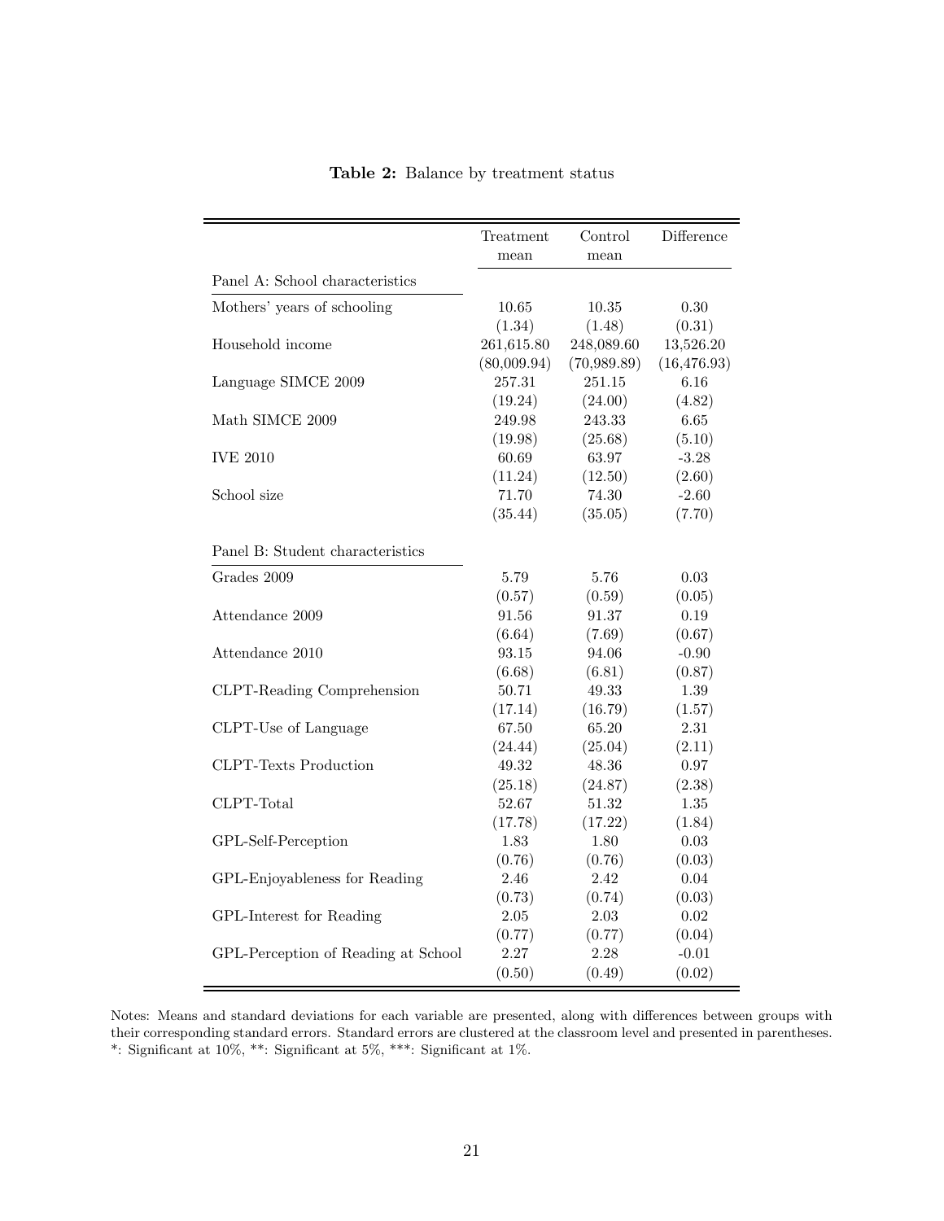**Table 2:** Balance by treatment status

| | Treatment mean | Control mean | Difference |
|---|---|---|---|
| Panel A: School characteristics | | | |
| Mothers' years of schooling | 10.65 | 10.35 | 0.30 |
| | (1.34) | (1.48) | (0.31) |
| Household income | 261,615.80 | 248,089.60 | 13,526.20 |
| | (80,009.94) | (70,989.89) | (16,476.93) |
| Language SIMCE 2009 | 257.31 | 251.15 | 6.16 |
| | (19.24) | (24.00) | (4.82) |
| Math SIMCE 2009 | 249.98 | 243.33 | 6.65 |
| | (19.98) | (25.68) | (5.10) |
| IVE 2010 | 60.69 | 63.97 | -3.28 |
| | (11.24) | (12.50) | (2.60) |
| School size | 71.70 | 74.30 | -2.60 |
| | (35.44) | (35.05) | (7.70) |
| Panel B: Student characteristics | | | |
| Grades 2009 | 5.79 | 5.76 | 0.03 |
| | (0.57) | (0.59) | (0.05) |
| Attendance 2009 | 91.56 | 91.37 | 0.19 |
| | (6.64) | (7.69) | (0.67) |
| Attendance 2010 | 93.15 | 94.06 | -0.90 |
| | (6.68) | (6.81) | (0.87) |
| CLPT-Reading Comprehension | 50.71 | 49.33 | 1.39 |
| | (17.14) | (16.79) | (1.57) |
| CLPT-Use of Language | 67.50 | 65.20 | 2.31 |
| | (24.44) | (25.04) | (2.11) |
| CLPT-Texts Production | 49.32 | 48.36 | 0.97 |
| | (25.18) | (24.87) | (2.38) |
| CLPT-Total | 52.67 | 51.32 | 1.35 |
| | (17.78) | (17.22) | (1.84) |
| GPL-Self-Perception | 1.83 | 1.80 | 0.03 |
| | (0.76) | (0.76) | (0.03) |
| GPL-Enjoyableness for Reading | 2.46 | 2.42 | 0.04 |
| | (0.73) | (0.74) | (0.03) |
| GPL-Interest for Reading | 2.05 | 2.03 | 0.02 |
| | (0.77) | (0.77) | (0.04) |
| GPL-Perception of Reading at School | 2.27 | 2.28 | -0.01 |
| | (0.50) | (0.49) | (0.02) |

Notes: Means and standard deviations for each variable are presented, along with differences between groups with their corresponding standard errors. Standard errors are clustered at the classroom level and presented in parentheses. *: Significant at 10%, **: Significant at 5%, ***: Significant at 1%.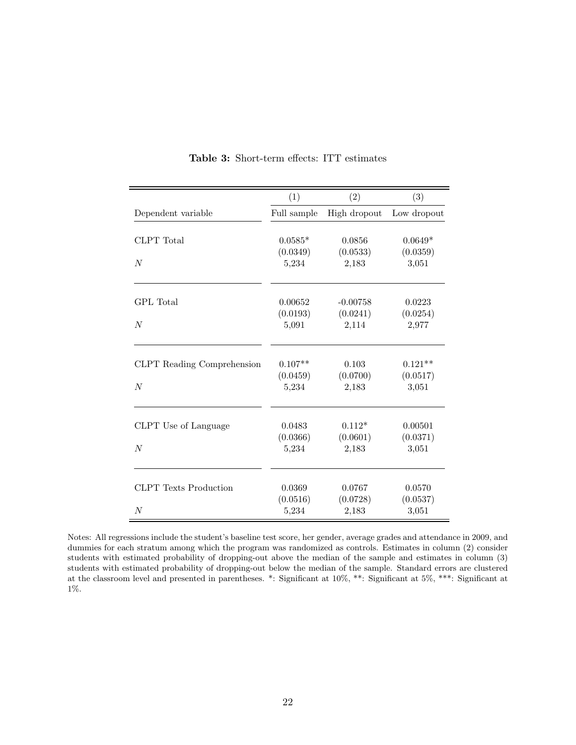**Table 3:** Short-term effects: ITT estimates

| | (1) | (2) | (3) |
|---|---|---|---|
| Dependent variable | Full sample | High dropout | Low dropout |
| CLPT Total | 0.0585* | 0.0856 | 0.0649* |
| | (0.0349) | (0.0533) | (0.0359) |
| $N$ | 5,234 | 2,183 | 3,051 |
| GPL Total | 0.00652 | -0.00758 | 0.0223 |
| | (0.0193) | (0.0241) | (0.0254) |
| $N$ | 5,091 | 2,114 | 2,977 |
| CLPT Reading Comprehension | 0.107** | 0.103 | 0.121** |
| | (0.0459) | (0.0700) | (0.0517) |
| $N$ | 5,234 | 2,183 | 3,051 |
| CLPT Use of Language | 0.0483 | 0.112* | 0.00501 |
| | (0.0366) | (0.0601) | (0.0371) |
| $N$ | 5,234 | 2,183 | 3,051 |
| CLPT Texts Production | 0.0369 | 0.0767 | 0.0570 |
| | (0.0516) | (0.0728) | (0.0537) |
| $N$ | 5,234 | 2,183 | 3,051 |

Notes: All regressions include the student's baseline test score, her gender, average grades and attendance in 2009, and dummies for each stratum among which the program was randomized as controls. Estimates in column (2) consider students with estimated probability of dropping-out above the median of the sample and estimates in column (3) students with estimated probability of dropping-out below the median of the sample. Standard errors are clustered at the classroom level and presented in parentheses. *: Significant at 10%, **: Significant at 5%, ***: Significant at 1%.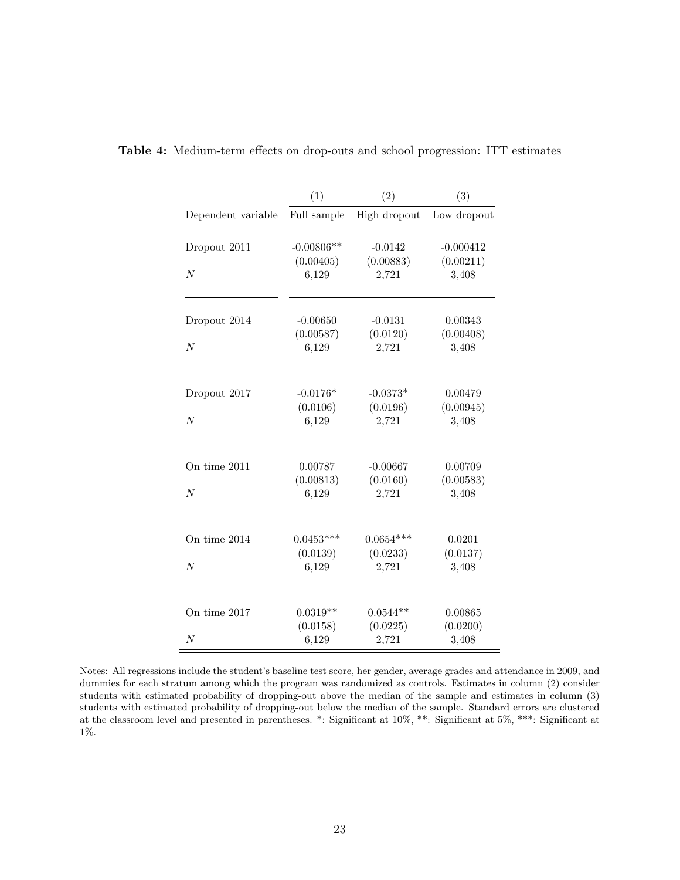**Table 4:** Medium-term effects on drop-outs and school progression: ITT estimates

| | (1) | (2) | (3) |
|---|---|---|---|
| Dependent variable | Full sample | High dropout | Low dropout |
| Dropout 2011 | -0.00806** | -0.0142 | -0.000412 |
| | (0.00405) | (0.00883) | (0.00211) |
| $N$ | 6,129 | 2,721 | 3,408 |
| Dropout 2014 | -0.00650 | -0.0131 | 0.00343 |
| | (0.00587) | (0.0120) | (0.00408) |
| $N$ | 6,129 | 2,721 | 3,408 |
| Dropout 2017 | -0.0176* | -0.0373* | 0.00479 |
| | (0.0106) | (0.0196) | (0.00945) |
| $N$ | 6,129 | 2,721 | 3,408 |
| On time 2011 | 0.00787 | -0.00667 | 0.00709 |
| | (0.00813) | (0.0160) | (0.00583) |
| $N$ | 6,129 | 2,721 | 3,408 |
| On time 2014 | 0.0453*** | 0.0654*** | 0.0201 |
| | (0.0139) | (0.0233) | (0.0137) |
| $N$ | 6,129 | 2,721 | 3,408 |
| On time 2017 | 0.0319** | 0.0544** | 0.00865 |
| | (0.0158) | (0.0225) | (0.0200) |
| $N$ | 6,129 | 2,721 | 3,408 |

Notes: All regressions include the student's baseline test score, her gender, average grades and attendance in 2009, and dummies for each stratum among which the program was randomized as controls. Estimates in column (2) consider students with estimated probability of dropping-out above the median of the sample and estimates in column (3) students with estimated probability of dropping-out below the median of the sample. Standard errors are clustered at the classroom level and presented in parentheses. *: Significant at 10%, **: Significant at 5%, ***: Significant at 1%.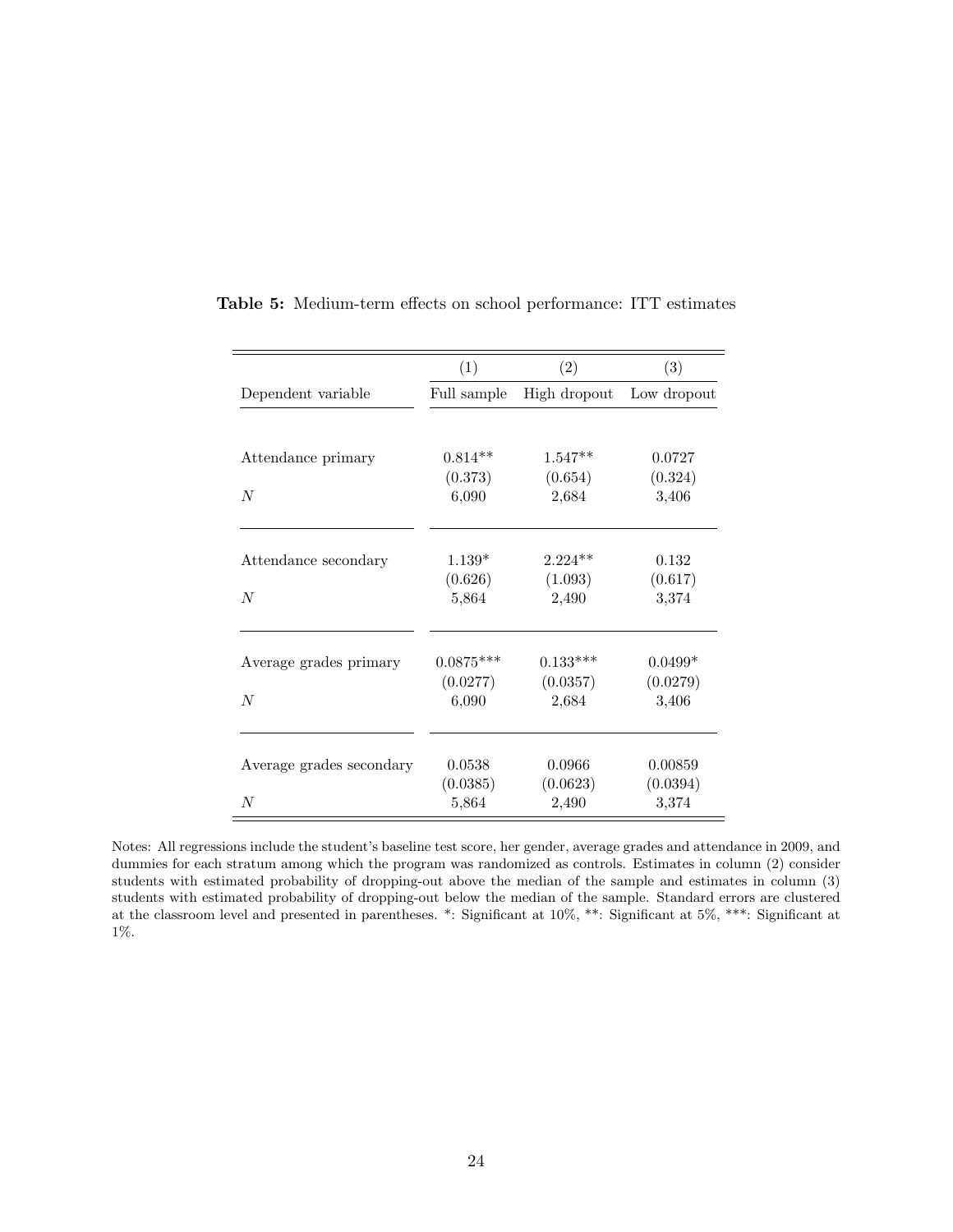**Table 5:** Medium-term effects on school performance: ITT estimates

| | (1) | (2) | (3) |
|---|---|---|---|
| Dependent variable | Full sample | High dropout | Low dropout |
| Attendance primary | 0.814** | 1.547** | 0.0727 |
| | (0.373) | (0.654) | (0.324) |
| $N$ | 6,090 | 2,684 | 3,406 |
| Attendance secondary | 1.139* | 2.224** | 0.132 |
| | (0.626) | (1.093) | (0.617) |
| $N$ | 5,864 | 2,490 | 3,374 |
| Average grades primary | 0.0875*** | 0.133*** | 0.0499* |
| | (0.0277) | (0.0357) | (0.0279) |
| $N$ | 6,090 | 2,684 | 3,406 |
| Average grades secondary | 0.0538 | 0.0966 | 0.00859 |
| | (0.0385) | (0.0623) | (0.0394) |
| $N$ | 5,864 | 2,490 | 3,374 |

Notes: All regressions include the student's baseline test score, her gender, average grades and attendance in 2009, and dummies for each stratum among which the program was randomized as controls. Estimates in column (2) consider students with estimated probability of dropping-out above the median of the sample and estimates in column (3) students with estimated probability of dropping-out below the median of the sample. Standard errors are clustered at the classroom level and presented in parentheses. *: Significant at 10%, **: Significant at 5%, ***: Significant at 1%.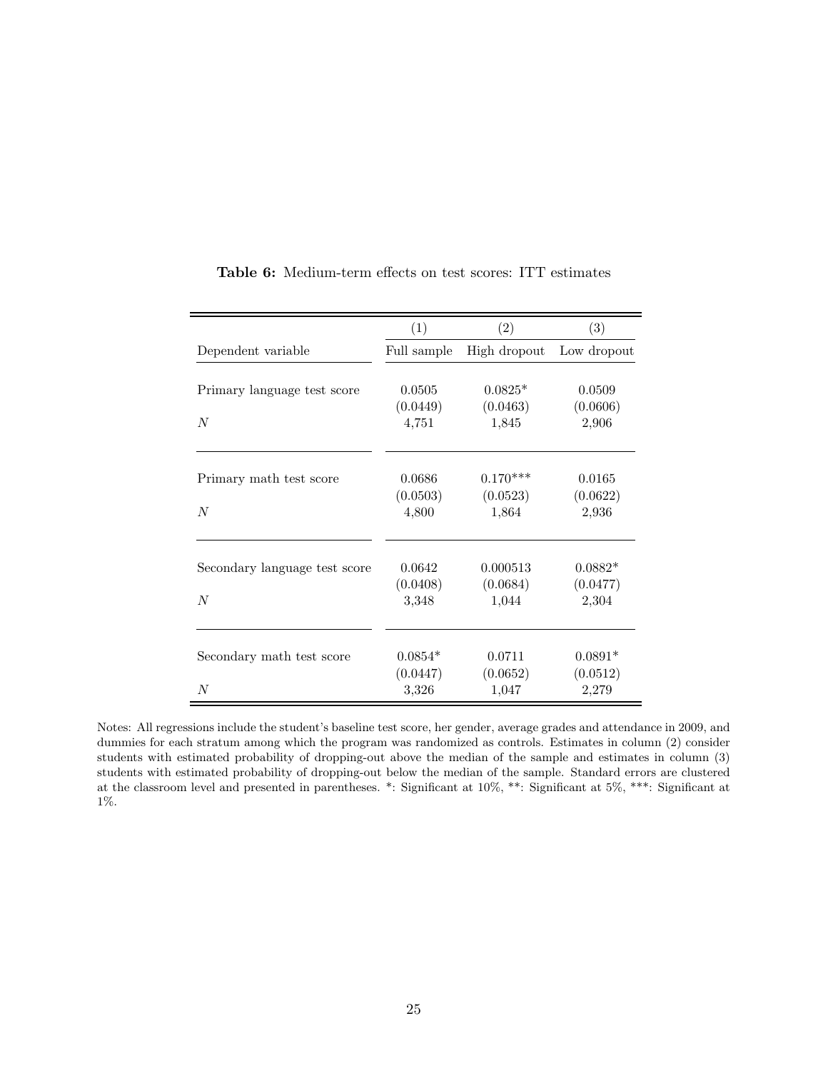**Table 6:** Medium-term effects on test scores: ITT estimates

| | (1) | (2) | (3) |
|---|---|---|---|
| Dependent variable | Full sample | High dropout | Low dropout |
| Primary language test score | 0.0505 | 0.0825* | 0.0509 |
| | (0.0449) | (0.0463) | (0.0606) |
| $N$ | 4,751 | 1,845 | 2,906 |
| Primary math test score | 0.0686 | 0.170*** | 0.0165 |
| | (0.0503) | (0.0523) | (0.0622) |
| $N$ | 4,800 | 1,864 | 2,936 |
| Secondary language test score | 0.0642 | 0.000513 | 0.0882* |
| | (0.0408) | (0.0684) | (0.0477) |
| $N$ | 3,348 | 1,044 | 2,304 |
| Secondary math test score | 0.0854* | 0.0711 | 0.0891* |
| | (0.0447) | (0.0652) | (0.0512) |
| $N$ | 3,326 | 1,047 | 2,279 |

Notes: All regressions include the student's baseline test score, her gender, average grades and attendance in 2009, and dummies for each stratum among which the program was randomized as controls. Estimates in column (2) consider students with estimated probability of dropping-out above the median of the sample and estimates in column (3) students with estimated probability of dropping-out below the median of the sample. Standard errors are clustered at the classroom level and presented in parentheses. *: Significant at 10%, **: Significant at 5%, ***: Significant at 1%.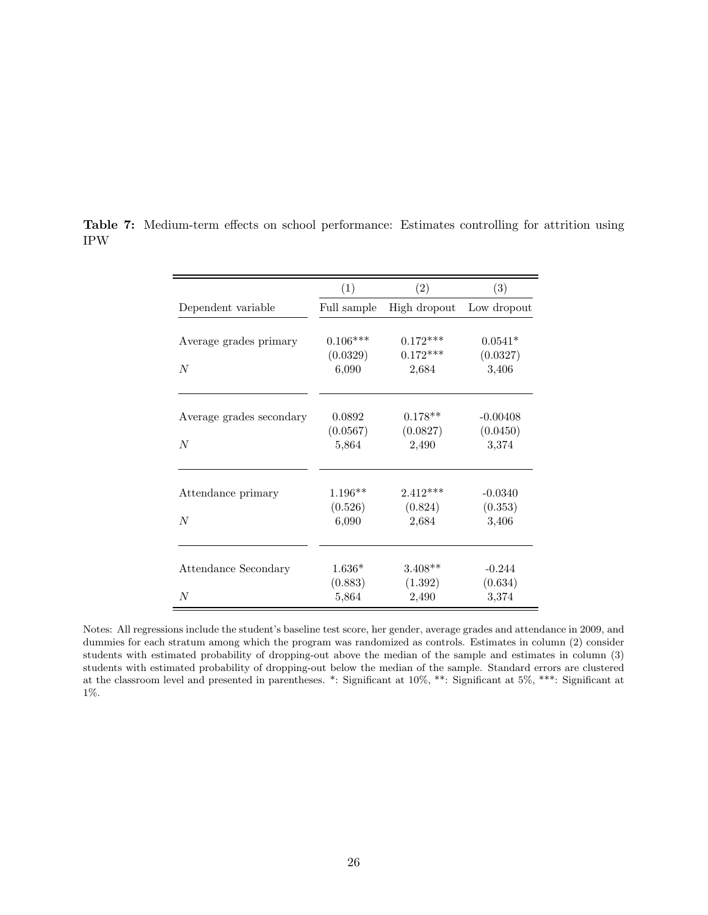**Table 7:** Medium-term effects on school performance: Estimates controlling for attrition using IPW

| | (1) | (2) | (3) |
|---|---|---|---|
| Dependent variable | Full sample | High dropout | Low dropout |
| Average grades primary | 0.106*** | 0.172*** | 0.0541* |
| | (0.0329) | 0.172*** | (0.0327) |
| $N$ | 6,090 | 2,684 | 3,406 |
| Average grades secondary | 0.0892 | 0.178** | -0.00408 |
| | (0.0567) | (0.0827) | (0.0450) |
| $N$ | 5,864 | 2,490 | 3,374 |
| Attendance primary | 1.196** | 2.412*** | -0.0340 |
| | (0.526) | (0.824) | (0.353) |
| $N$ | 6,090 | 2,684 | 3,406 |
| Attendance Secondary | 1.636* | 3.408** | -0.244 |
| | (0.883) | (1.392) | (0.634) |
| $N$ | 5,864 | 2,490 | 3,374 |

Notes: All regressions include the student's baseline test score, her gender, average grades and attendance in 2009, and dummies for each stratum among which the program was randomized as controls. Estimates in column (2) consider students with estimated probability of dropping-out above the median of the sample and estimates in column (3) students with estimated probability of dropping-out below the median of the sample. Standard errors are clustered at the classroom level and presented in parentheses. *: Significant at 10%, **: Significant at 5%, ***: Significant at 1%.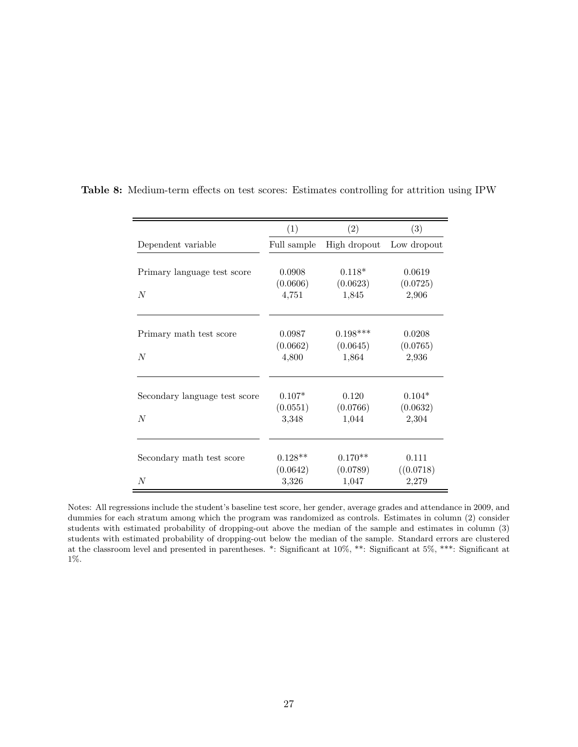**Table 8:** Medium-term effects on test scores: Estimates controlling for attrition using IPW

| | (1) | (2) | (3) |
|---|---|---|---|
| Dependent variable | Full sample | High dropout | Low dropout |
| Primary language test score | 0.0908 | 0.118* | 0.0619 |
| | (0.0606) | (0.0623) | (0.0725) |
| $N$ | 4,751 | 1,845 | 2,906 |
| Primary math test score | 0.0987 | 0.198*** | 0.0208 |
| | (0.0662) | (0.0645) | (0.0765) |
| $N$ | 4,800 | 1,864 | 2,936 |
| Secondary language test score | 0.107* | 0.120 | 0.104* |
| | (0.0551) | (0.0766) | (0.0632) |
| $N$ | 3,348 | 1,044 | 2,304 |
| Secondary math test score | 0.128** | 0.170** | 0.111 |
| | (0.0642) | (0.0789) | ((0.0718) |
| $N$ | 3,326 | 1,047 | 2,279 |

Notes: All regressions include the student's baseline test score, her gender, average grades and attendance in 2009, and dummies for each stratum among which the program was randomized as controls. Estimates in column (2) consider students with estimated probability of dropping-out above the median of the sample and estimates in column (3) students with estimated probability of dropping-out below the median of the sample. Standard errors are clustered at the classroom level and presented in parentheses. *: Significant at 10%, **: Significant at 5%, ***: Significant at 1%.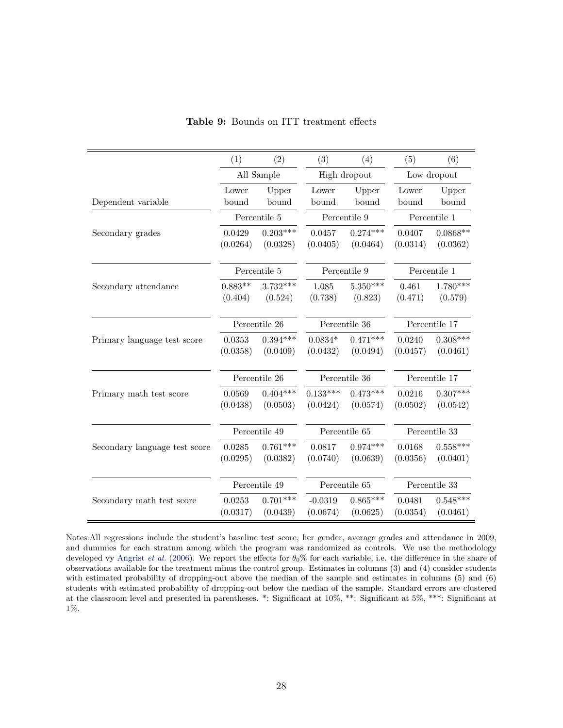**Table 9:** Bounds on ITT treatment effects

| | (1) | (2) | (3) | (4) | (5) | (6) |
|---|---|---|---|---|---|---|
| | All Sample | | High dropout | | Low dropout | |
| Dependent variable | Lower bound | Upper bound | Lower bound | Upper bound | Lower bound | Upper bound |
| | Percentile 5 | | Percentile 9 | | Percentile 1 | |
| Secondary grades | 0.0429 | 0.203*** | 0.0457 | 0.274*** | 0.0407 | 0.0868** |
| | (0.0264) | (0.0328) | (0.0405) | (0.0464) | (0.0314) | (0.0362) |
| | Percentile 5 | | Percentile 9 | | Percentile 1 | |
| Secondary attendance | 0.883** | 3.732*** | 1.085 | 5.350*** | 0.461 | 1.780*** |
| | (0.404) | (0.524) | (0.738) | (0.823) | (0.471) | (0.579) |
| | Percentile 26 | | Percentile 36 | | Percentile 17 | |
| Primary language test score | 0.0353 | 0.394*** | 0.0834* | 0.471*** | 0.0240 | 0.308*** |
| | (0.0358) | (0.0409) | (0.0432) | (0.0494) | (0.0457) | (0.0461) |
| | Percentile 26 | | Percentile 36 | | Percentile 17 | |
| Primary math test score | 0.0569 | 0.404*** | 0.133*** | 0.473*** | 0.0216 | 0.307*** |
| | (0.0438) | (0.0503) | (0.0424) | (0.0574) | (0.0502) | (0.0542) |
| | Percentile 49 | | Percentile 65 | | Percentile 33 | |
| Secondary language test score | 0.0285 | 0.761*** | 0.0817 | 0.974*** | 0.0168 | 0.558*** |
| | (0.0295) | (0.0382) | (0.0740) | (0.0639) | (0.0356) | (0.0401) |
| | Percentile 49 | | Percentile 65 | | Percentile 33 | |
| Secondary math test score | 0.0253 | 0.701*** | -0.0319 | 0.865*** | 0.0481 | 0.548*** |
| | (0.0317) | (0.0439) | (0.0674) | (0.0625) | (0.0354) | (0.0461) |

Notes:All regressions include the student's baseline test score, her gender, average grades and attendance in 2009, and dummies for each stratum among which the program was randomized as controls. We use the methodology developed vy Angrist *et al.* (2006). We report the effects for $\theta_0$% for each variable, i.e. the difference in the share of observations available for the treatment minus the control group. Estimates in columns (3) and (4) consider students with estimated probability of dropping-out above the median of the sample and estimates in columns (5) and (6) students with estimated probability of dropping-out below the median of the sample. Standard errors are clustered at the classroom level and presented in parentheses. *: Significant at 10%, **: Significant at 5%, ***: Significant at 1%.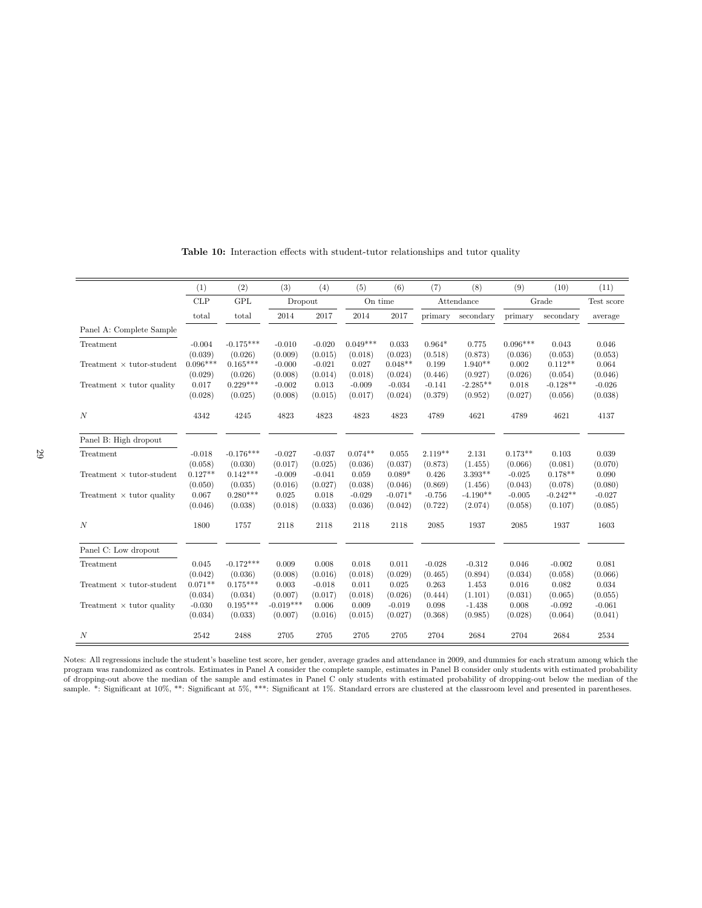**Table 10:** Interaction effects with student-tutor relationships and tutor quality

| | (1) | (2) | (3) | (4) | (5) | (6) | (7) | (8) | (9) | (10) | (11) |
|---|---|---|---|---|---|---|---|---|---|---|---|
| | CLP | GPL | Dropout | | On time | | Attendance | | Grade | | Test score |
| | total | total | 2014 | 2017 | 2014 | 2017 | primary | secondary | primary | secondary | average |
| Panel A: Complete Sample | | | | | | | | | | | |
| Treatment | -0.004 | -0.175*** | -0.010 | -0.020 | 0.049*** | 0.033 | 0.964* | 0.775 | 0.096*** | 0.043 | 0.046 |
| | (0.039) | (0.026) | (0.009) | (0.015) | (0.018) | (0.023) | (0.518) | (0.873) | (0.036) | (0.053) | (0.053) |
| Treatment × tutor-student | 0.096*** | 0.165*** | -0.000 | -0.021 | 0.027 | 0.048** | 0.199 | 1.940** | 0.002 | 0.112** | 0.064 |
| | (0.029) | (0.026) | (0.008) | (0.014) | (0.018) | (0.024) | (0.446) | (0.927) | (0.026) | (0.054) | (0.046) |
| Treatment × tutor quality | 0.017 | 0.229*** | -0.002 | 0.013 | -0.009 | -0.034 | -0.141 | -2.285** | 0.018 | -0.128** | -0.026 |
| | (0.028) | (0.025) | (0.008) | (0.015) | (0.017) | (0.024) | (0.379) | (0.952) | (0.027) | (0.056) | (0.038) |
| $N$ | 4342 | 4245 | 4823 | 4823 | 4823 | 4823 | 4789 | 4621 | 4789 | 4621 | 4137 |
| Panel B: High dropout | | | | | | | | | | | |
| Treatment | -0.018 | -0.176*** | -0.027 | -0.037 | 0.074** | 0.055 | 2.119** | 2.131 | 0.173** | 0.103 | 0.039 |
| | (0.058) | (0.030) | (0.017) | (0.025) | (0.036) | (0.037) | (0.873) | (1.455) | (0.066) | (0.081) | (0.070) |
| Treatment × tutor-student | 0.127** | 0.142*** | -0.009 | -0.041 | 0.059 | 0.089* | 0.426 | 3.393** | -0.025 | 0.178** | 0.090 |
| | (0.050) | (0.035) | (0.016) | (0.027) | (0.038) | (0.046) | (0.869) | (1.456) | (0.043) | (0.078) | (0.080) |
| Treatment × tutor quality | 0.067 | 0.280*** | 0.025 | 0.018 | -0.029 | -0.071* | -0.756 | -4.190** | -0.005 | -0.242** | -0.027 |
| | (0.046) | (0.038) | (0.018) | (0.033) | (0.036) | (0.042) | (0.722) | (2.074) | (0.058) | (0.107) | (0.085) |
| $N$ | 1800 | 1757 | 2118 | 2118 | 2118 | 2118 | 2085 | 1937 | 2085 | 1937 | 1603 |
| Panel C: Low dropout | | | | | | | | | | | |
| Treatment | 0.045 | -0.172*** | 0.009 | 0.008 | 0.018 | 0.011 | -0.028 | -0.312 | 0.046 | -0.002 | 0.081 |
| | (0.042) | (0.036) | (0.008) | (0.016) | (0.018) | (0.029) | (0.465) | (0.894) | (0.034) | (0.058) | (0.066) |
| Treatment × tutor-student | 0.071** | 0.175*** | 0.003 | -0.018 | 0.011 | 0.025 | 0.263 | 1.453 | 0.016 | 0.082 | 0.034 |
| | (0.034) | (0.034) | (0.007) | (0.017) | (0.018) | (0.026) | (0.444) | (1.101) | (0.031) | (0.065) | (0.055) |
| Treatment × tutor quality | -0.030 | 0.195*** | -0.019*** | 0.006 | 0.009 | -0.019 | 0.098 | -1.438 | 0.008 | -0.092 | -0.061 |
| | (0.034) | (0.033) | (0.007) | (0.016) | (0.015) | (0.027) | (0.368) | (0.985) | (0.028) | (0.064) | (0.041) |
| $N$ | 2542 | 2488 | 2705 | 2705 | 2705 | 2705 | 2704 | 2684 | 2704 | 2684 | 2534 |

Notes: All regressions include the student's baseline test score, her gender, average grades and attendance in 2009, and dummies for each stratum among which the program was randomized as controls. Estimates in Panel A consider the complete sample, estimates in Panel B consider only students with estimated probability of dropping-out above the median of the sample and estimates in Panel C only students with estimated probability of dropping-out below the median of the sample. *: Significant at 10%, **: Significant at 5%, ***: Significant at 1%. Standard errors are clustered at the classroom level and presented in parentheses.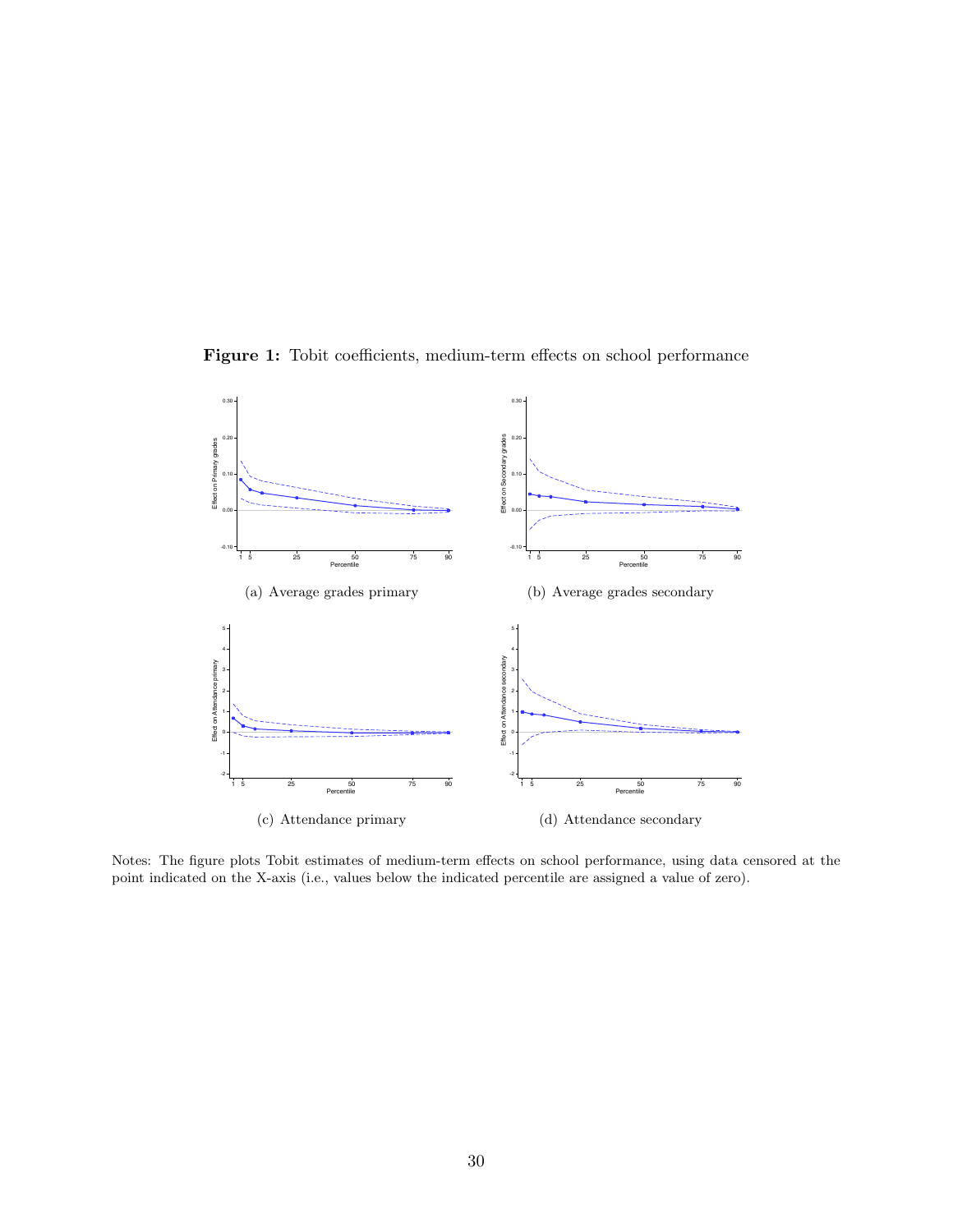**Figure 1:** Tobit coefficients, medium-term effects on school performance

(a) Average grades primary

(b) Average grades secondary

(c) Attendance primary

(d) Attendance secondary

Notes: The figure plots Tobit estimates of medium-term effects on school performance, using data censored at the point indicated on the X-axis (i.e., values below the indicated percentile are assigned a value of zero).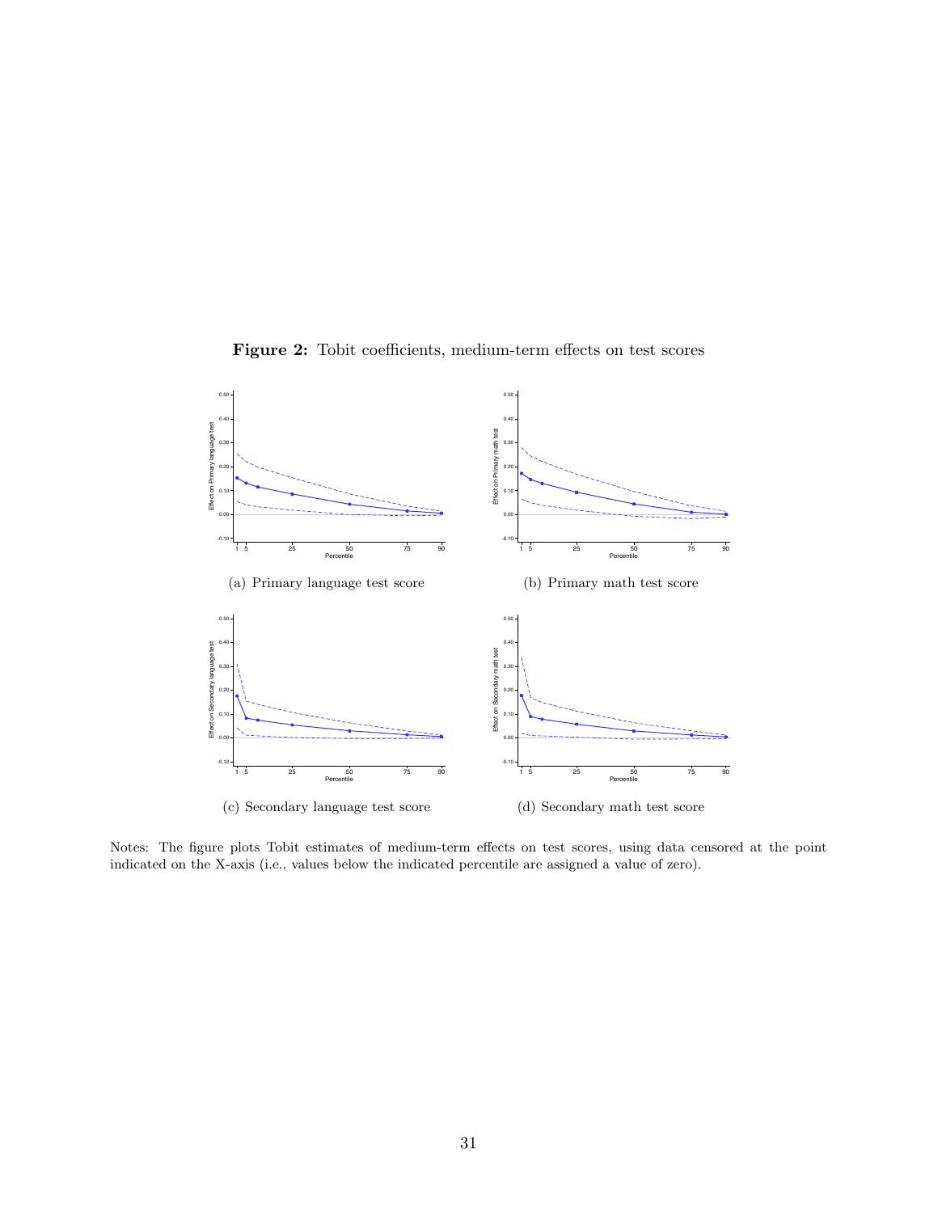**Figure 2:** Tobit coefficients, medium-term effects on test scores

(a) Primary language test score

(b) Primary math test score

(c) Secondary language test score

(d) Secondary math test score

Notes: The figure plots Tobit estimates of medium-term effects on test scores, using data censored at the point indicated on the X-axis (i.e., values below the indicated percentile are assigned a value of zero).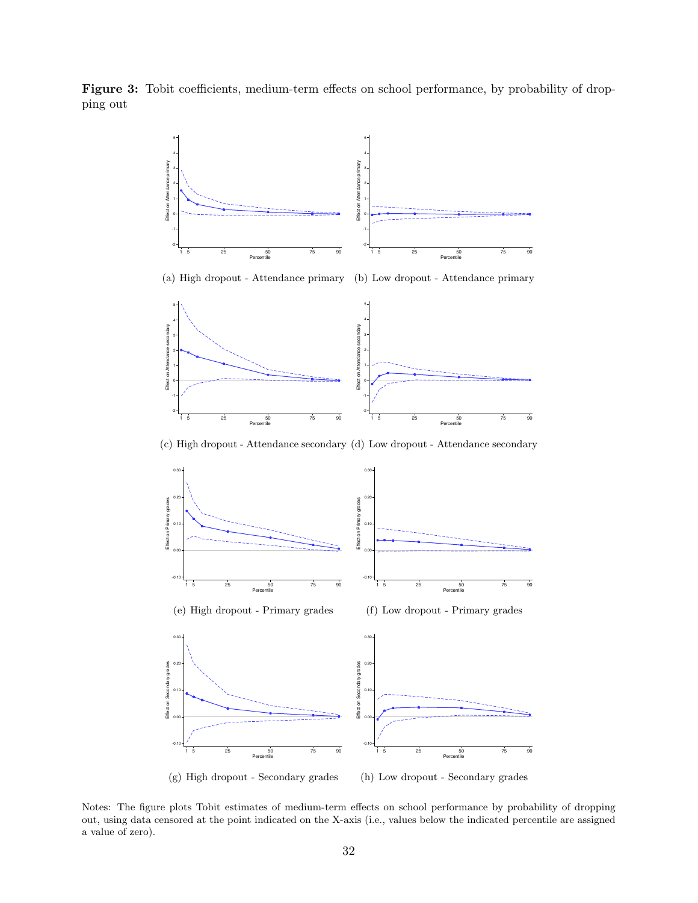**Figure 3:** Tobit coefficients, medium-term effects on school performance, by probability of dropping out

(a) High dropout - Attendance primary

(b) Low dropout - Attendance primary

(c) High dropout - Attendance secondary

(d) Low dropout - Attendance secondary

(e) High dropout - Primary grades

(f) Low dropout - Primary grades

(g) High dropout - Secondary grades

(h) Low dropout - Secondary grades

Notes: The figure plots Tobit estimates of medium-term effects on school performance by probability of dropping out, using data censored at the point indicated on the X-axis (i.e., values below the indicated percentile are assigned a value of zero).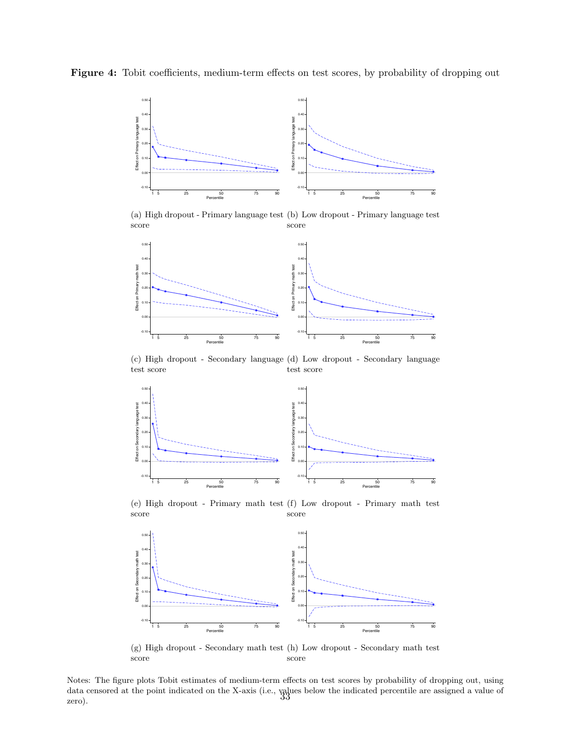**Figure 4:** Tobit coefficients, medium-term effects on test scores, by probability of dropping out

(a) High dropout - Primary language test score

(b) Low dropout - Primary language test score

(c) High dropout - Secondary language test score

(d) Low dropout - Secondary language test score

(e) High dropout - Primary math test score

(f) Low dropout - Primary math test score

(g) High dropout - Secondary math test score

(h) Low dropout - Secondary math test score

Notes: The figure plots Tobit estimates of medium-term effects on test scores by probability of dropping out, using data censored at the point indicated on the X-axis (i.e., values below the indicated percentile are assigned a value of zero).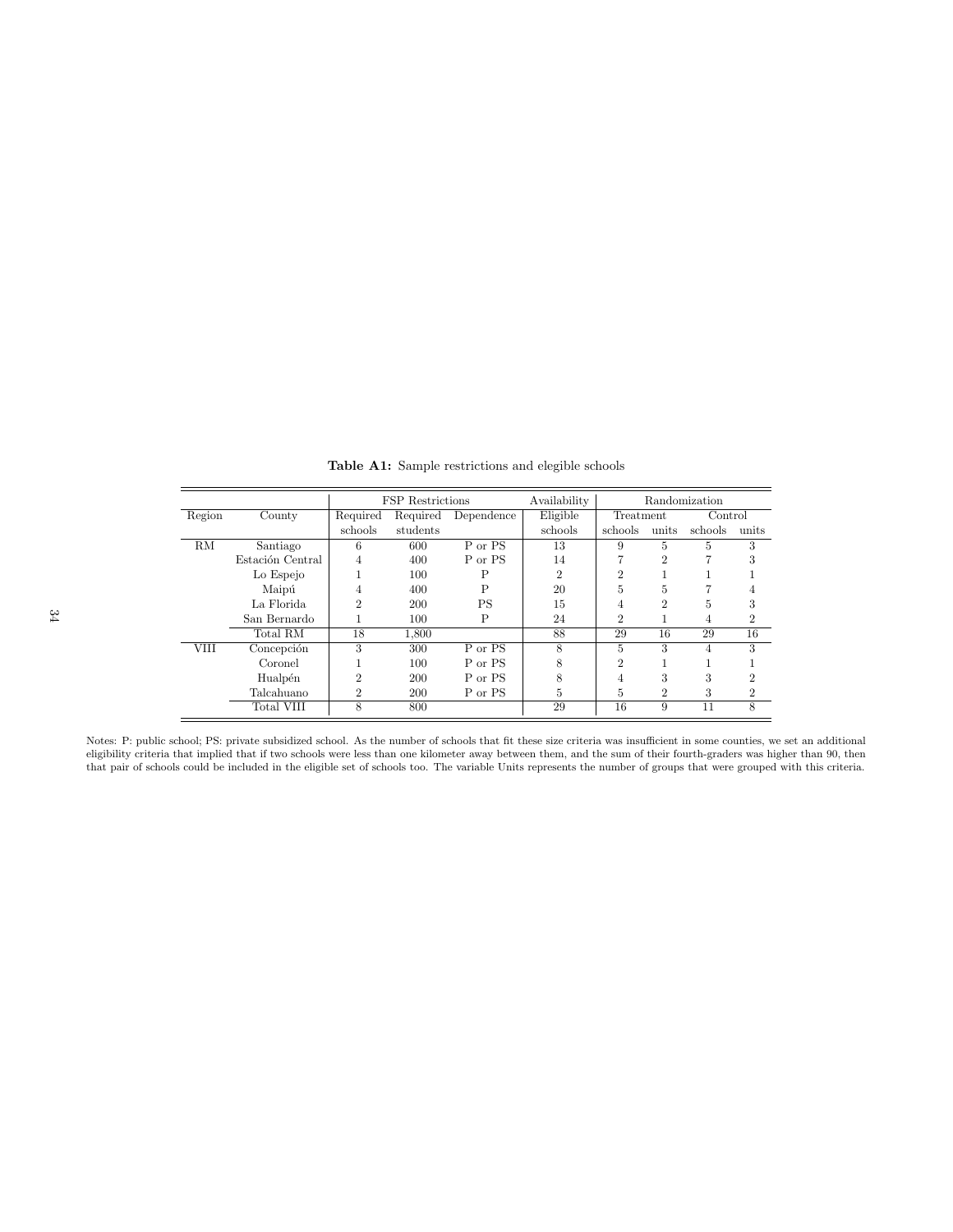**Table A1:** Sample restrictions and elegible schools

| | | FSP Restrictions | | | Availability | Randomization | | | |
|---|---|---|---|---|---|---|---|---|---|
| | | | | | | Treatment | | Control | |
| Region | County | Required schools | Required students | Dependence | Eligible schools | schools | units | schools | units |
| RM | Santiago | 6 | 600 | P or PS | 13 | 9 | 5 | 5 | 3 |
| | Estación Central | 4 | 400 | P or PS | 14 | 7 | 2 | 7 | 3 |
| | Lo Espejo | 1 | 100 | P | 2 | 2 | 1 | 1 | 1 |
| | Maipú | 4 | 400 | P | 20 | 5 | 5 | 7 | 4 |
| | La Florida | 2 | 200 | PS | 15 | 4 | 2 | 5 | 3 |
| | San Bernardo | 1 | 100 | P | 24 | 2 | 1 | 4 | 2 |
| | Total RM | 18 | 1,800 | | 88 | 29 | 16 | 29 | 16 |
| VIII | Concepción | 3 | 300 | P or PS | 8 | 5 | 3 | 4 | 3 |
| | Coronel | 1 | 100 | P or PS | 8 | 2 | 1 | 1 | 1 |
| | Hualpén | 2 | 200 | P or PS | 8 | 4 | 3 | 3 | 2 |
| | Talcahuano | 2 | 200 | P or PS | 5 | 5 | 2 | 3 | 2 |
| | Total VIII | 8 | 800 | | 29 | 16 | 9 | 11 | 8 |

Notes: P: public school; PS: private subsidized school. As the number of schools that fit these size criteria was insufficient in some counties, we set an additional eligibility criteria that implied that if two schools were less than one kilometer away between them, and the sum of their fourth-graders was higher than 90, then that pair of schools could be included in the eligible set of schools too. The variable Units represents the number of groups that were grouped with this criteria.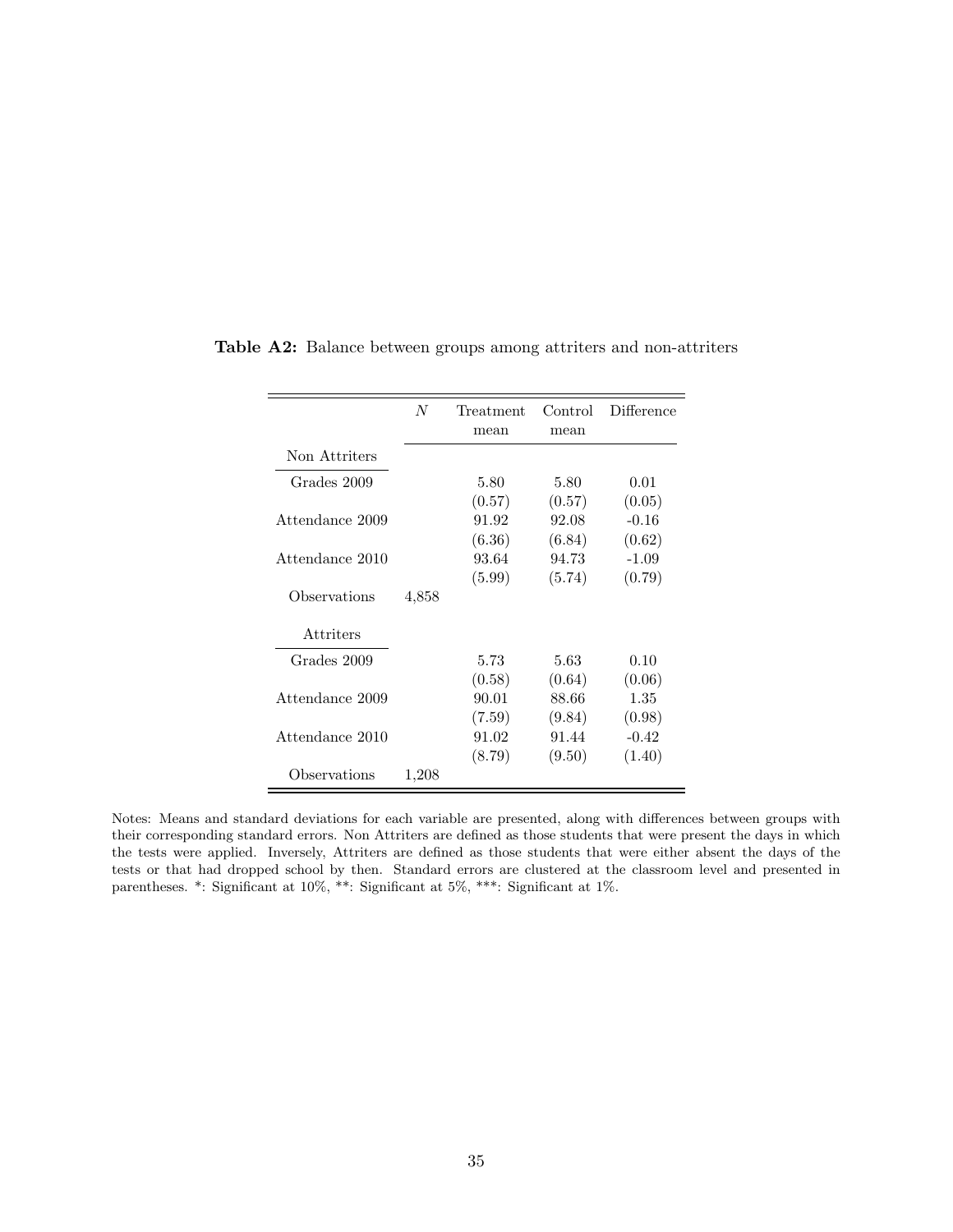**Table A2:** Balance between groups among attriters and non-attriters

| | $N$ | Treatment mean | Control mean | Difference |
|---|---|---|---|---|
| Non Attriters | | | | |
| Grades 2009 | | 5.80 | 5.80 | 0.01 |
| | | (0.57) | (0.57) | (0.05) |
| Attendance 2009 | | 91.92 | 92.08 | -0.16 |
| | | (6.36) | (6.84) | (0.62) |
| Attendance 2010 | | 93.64 | 94.73 | -1.09 |
| | | (5.99) | (5.74) | (0.79) |
| Observations | 4,858 | | | |
| Attriters | | | | |
| Grades 2009 | | 5.73 | 5.63 | 0.10 |
| | | (0.58) | (0.64) | (0.06) |
| Attendance 2009 | | 90.01 | 88.66 | 1.35 |
| | | (7.59) | (9.84) | (0.98) |
| Attendance 2010 | | 91.02 | 91.44 | -0.42 |
| | | (8.79) | (9.50) | (1.40) |
| Observations | 1,208 | | | |

Notes: Means and standard deviations for each variable are presented, along with differences between groups with their corresponding standard errors. Non Attriters are defined as those students that were present the days in which the tests were applied. Inversely, Attriters are defined as those students that were either absent the days of the tests or that had dropped school by then. Standard errors are clustered at the classroom level and presented in parentheses. *: Significant at 10%, **: Significant at 5%, ***: Significant at 1%.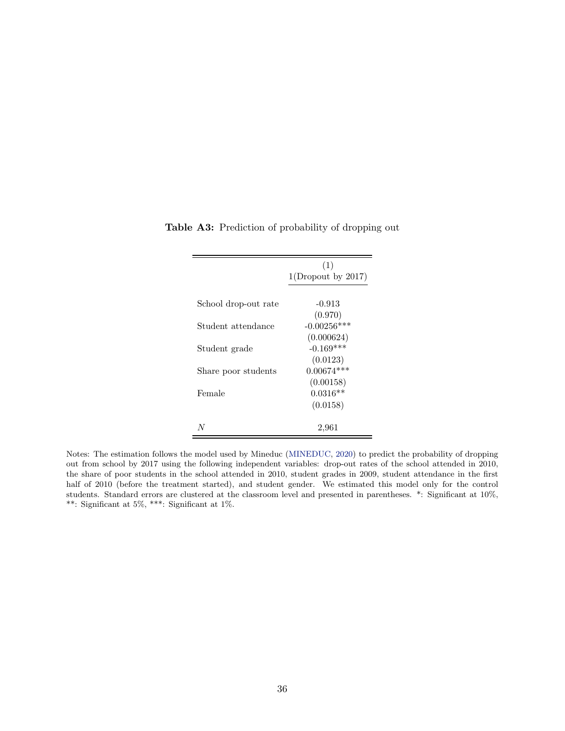**Table A3:** Prediction of probability of dropping out

| | (1) |
|---|---|
| | 1(Dropout by 2017) |
| School drop-out rate | -0.913 |
| | (0.970) |
| Student attendance | -0.00256*** |
| | (0.000624) |
| Student grade | -0.169*** |
| | (0.0123) |
| Share poor students | 0.00674*** |
| | (0.00158) |
| Female | 0.0316** |
| | (0.0158) |
| $N$ | 2,961 |

Notes: The estimation follows the model used by Mineduc (MINEDUC, 2020) to predict the probability of dropping out from school by 2017 using the following independent variables: drop-out rates of the school attended in 2010, the share of poor students in the school attended in 2010, student grades in 2009, student attendance in the first half of 2010 (before the treatment started), and student gender. We estimated this model only for the control students. Standard errors are clustered at the classroom level and presented in parentheses. *: Significant at 10%, **: Significant at 5%, ***: Significant at 1%.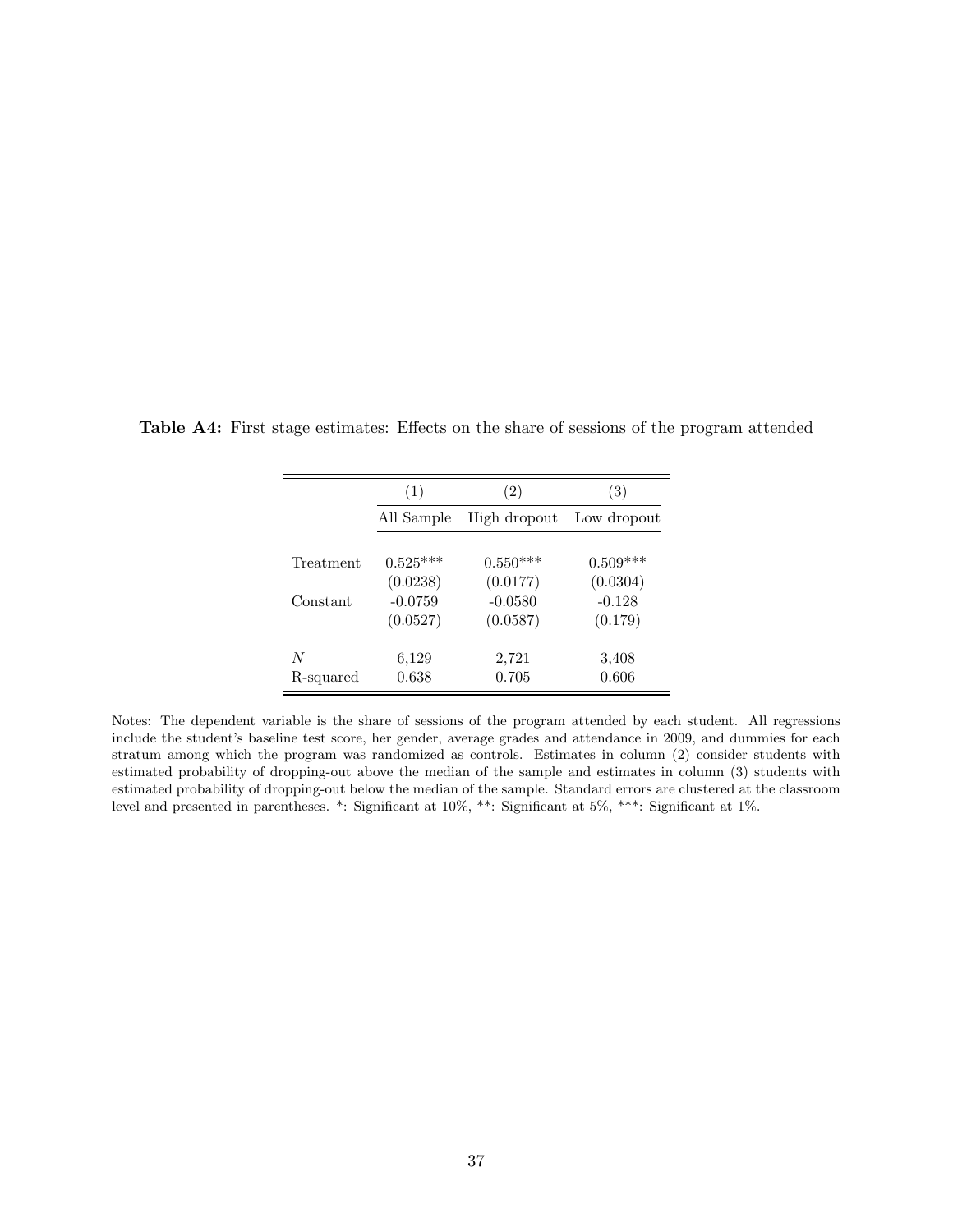**Table A4:** First stage estimates: Effects on the share of sessions of the program attended

| | (1) | (2) | (3) |
|---|---|---|---|
| | All Sample | High dropout | Low dropout |
| Treatment | 0.525*** | 0.550*** | 0.509*** |
| | (0.0238) | (0.0177) | (0.0304) |
| Constant | -0.0759 | -0.0580 | -0.128 |
| | (0.0527) | (0.0587) | (0.179) |
| *N* | 6,129 | 2,721 | 3,408 |
| R-squared | 0.638 | 0.705 | 0.606 |

Notes: The dependent variable is the share of sessions of the program attended by each student. All regressions include the student's baseline test score, her gender, average grades and attendance in 2009, and dummies for each stratum among which the program was randomized as controls. Estimates in column (2) consider students with estimated probability of dropping-out above the median of the sample and estimates in column (3) students with estimated probability of dropping-out below the median of the sample. Standard errors are clustered at the classroom level and presented in parentheses. *: Significant at 10%, **: Significant at 5%, ***: Significant at 1%.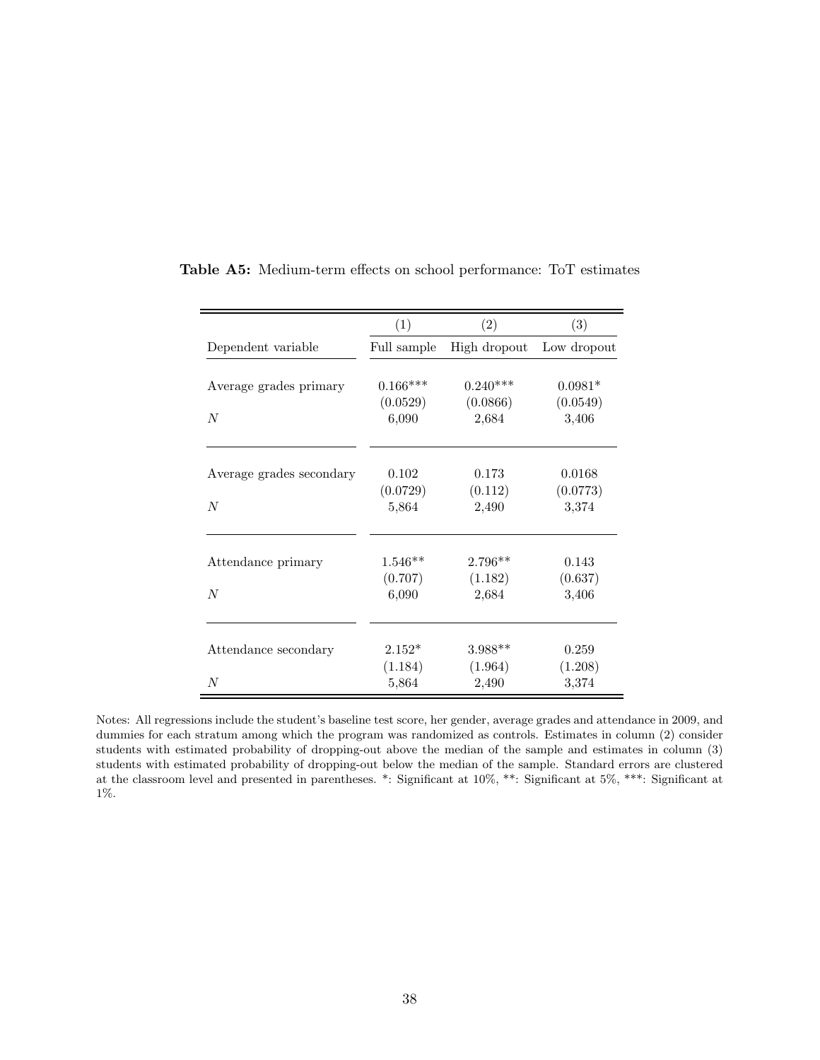**Table A5:** Medium-term effects on school performance: ToT estimates

| | (1) | (2) | (3) |
|---|---|---|---|
| Dependent variable | Full sample | High dropout | Low dropout |
| Average grades primary | 0.166*** | 0.240*** | 0.0981* |
| | (0.0529) | (0.0866) | (0.0549) |
| $N$ | 6,090 | 2,684 | 3,406 |
| Average grades secondary | 0.102 | 0.173 | 0.0168 |
| | (0.0729) | (0.112) | (0.0773) |
| $N$ | 5,864 | 2,490 | 3,374 |
| Attendance primary | 1.546** | 2.796** | 0.143 |
| | (0.707) | (1.182) | (0.637) |
| $N$ | 6,090 | 2,684 | 3,406 |
| Attendance secondary | 2.152* | 3.988** | 0.259 |
| | (1.184) | (1.964) | (1.208) |
| $N$ | 5,864 | 2,490 | 3,374 |

Notes: All regressions include the student's baseline test score, her gender, average grades and attendance in 2009, and dummies for each stratum among which the program was randomized as controls. Estimates in column (2) consider students with estimated probability of dropping-out above the median of the sample and estimates in column (3) students with estimated probability of dropping-out below the median of the sample. Standard errors are clustered at the classroom level and presented in parentheses. *: Significant at 10%, **: Significant at 5%, ***: Significant at 1%.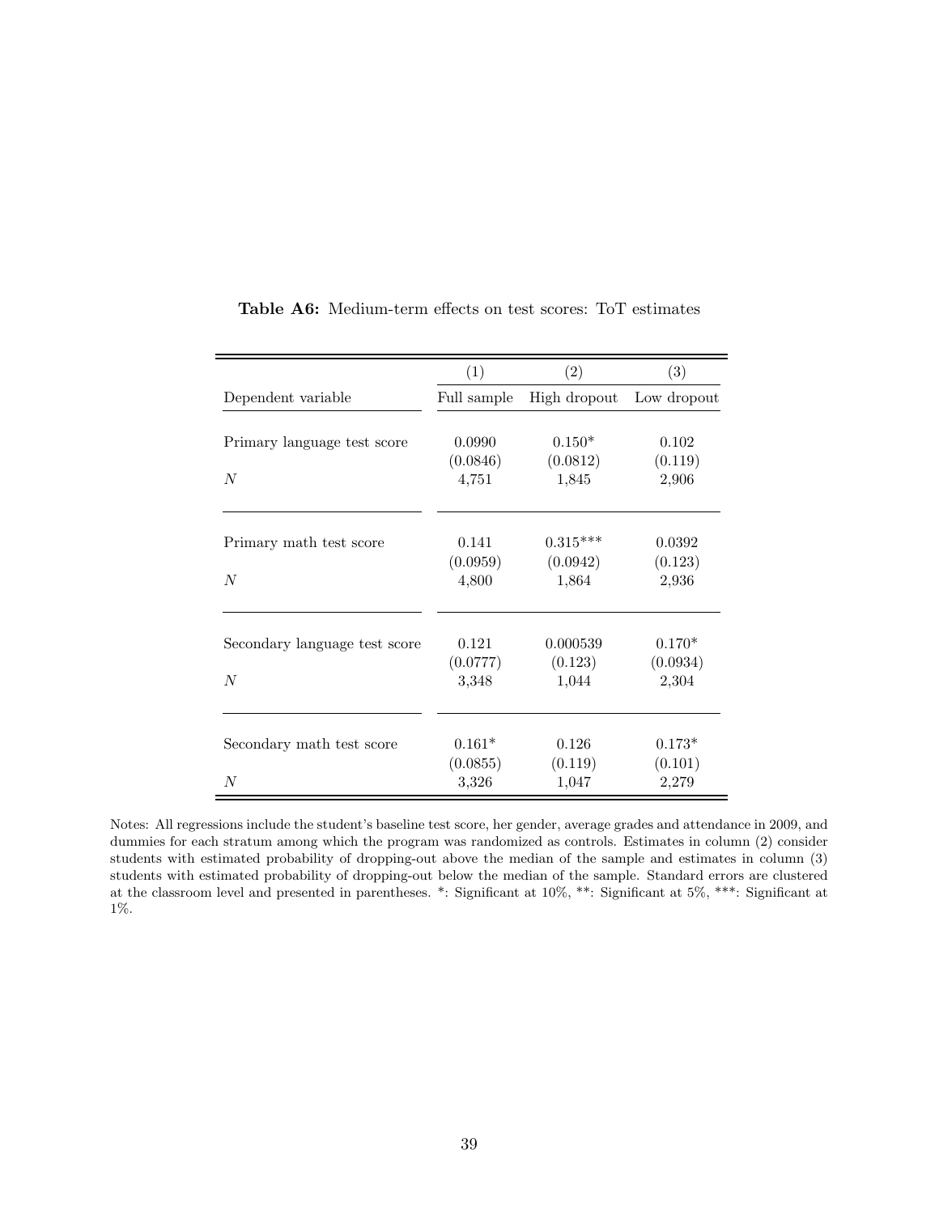**Table A6:** Medium-term effects on test scores: ToT estimates

| | (1) | (2) | (3) |
|---|---|---|---|
| Dependent variable | Full sample | High dropout | Low dropout |
| Primary language test score | 0.0990 | 0.150* | 0.102 |
| | (0.0846) | (0.0812) | (0.119) |
| $N$ | 4,751 | 1,845 | 2,906 |
| Primary math test score | 0.141 | 0.315*** | 0.0392 |
| | (0.0959) | (0.0942) | (0.123) |
| $N$ | 4,800 | 1,864 | 2,936 |
| Secondary language test score | 0.121 | 0.000539 | 0.170* |
| | (0.0777) | (0.123) | (0.0934) |
| $N$ | 3,348 | 1,044 | 2,304 |
| Secondary math test score | 0.161* | 0.126 | 0.173* |
| | (0.0855) | (0.119) | (0.101) |
| $N$ | 3,326 | 1,047 | 2,279 |

Notes: All regressions include the student's baseline test score, her gender, average grades and attendance in 2009, and dummies for each stratum among which the program was randomized as controls. Estimates in column (2) consider students with estimated probability of dropping-out above the median of the sample and estimates in column (3) students with estimated probability of dropping-out below the median of the sample. Standard errors are clustered at the classroom level and presented in parentheses. *: Significant at 10%, **: Significant at 5%, ***: Significant at 1%.